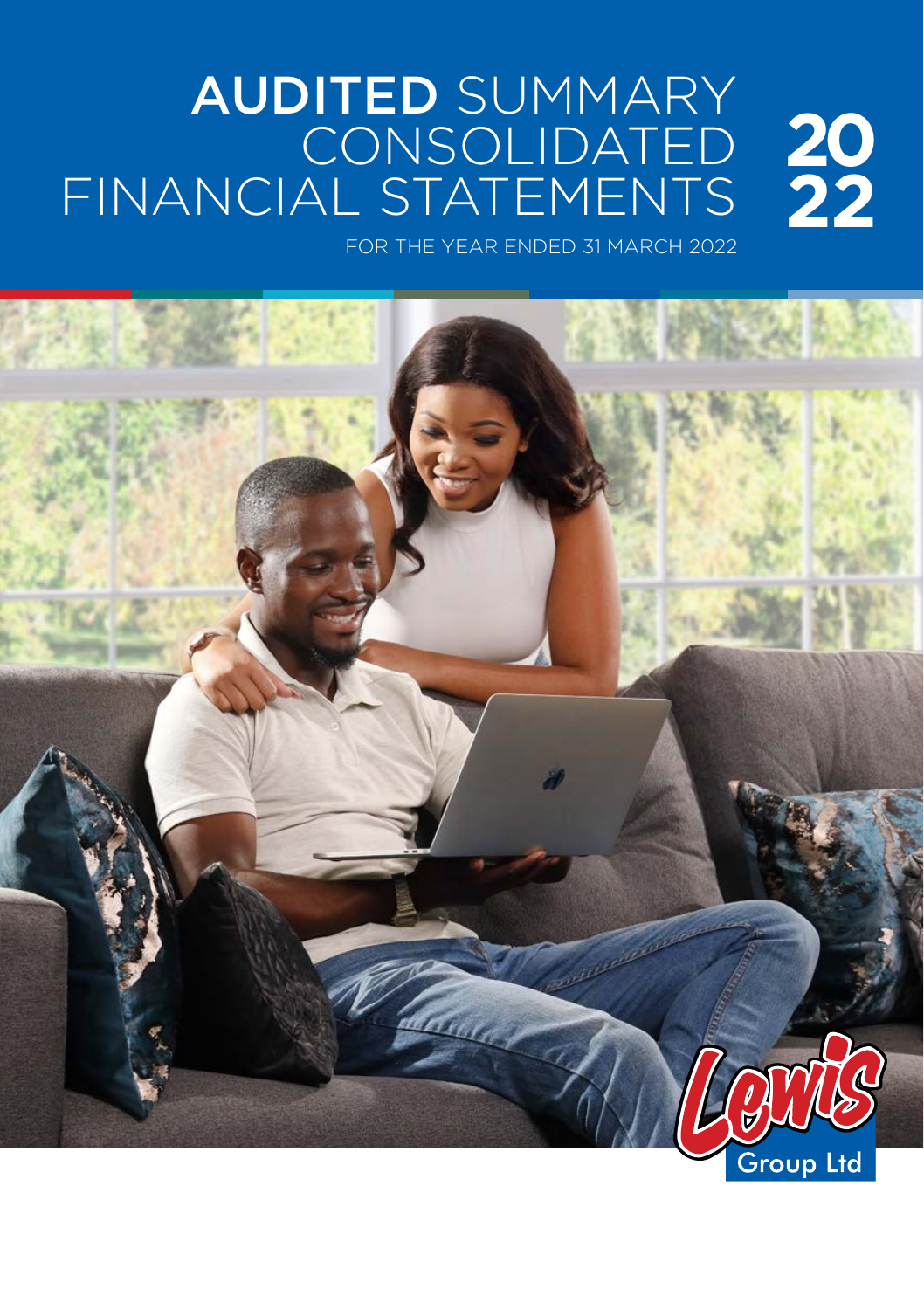# AUDITED SUMMARY CONSOLIDATED FINANCIAL STATEMENTS 2022

FOR THE YEAR ENDED 31 MARCH 2022

Lewis Group Ltd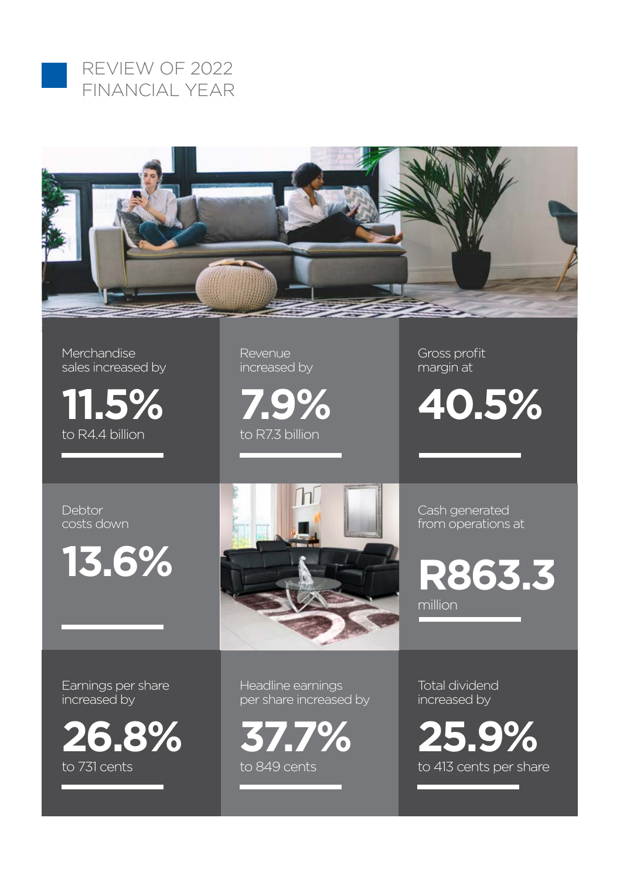# REVIEW OF 2022 FINANCIAL YEAR

Merchandise sales increased by

**11.5%**

to R4.4 billion

Revenue increased by

**7.9%**

to R7.3 billion

Gross profit margin at

**40.5%**

Debtor costs down

**13.6%**

Cash generated from operations at

**R863.3**

million

Earnings per share increased by

**26.8%**

to 731 cents

Headline earnings per share increased by

**37.7%**

to 849 cents

Total dividend increased by

**25.9%**

to 413 cents per share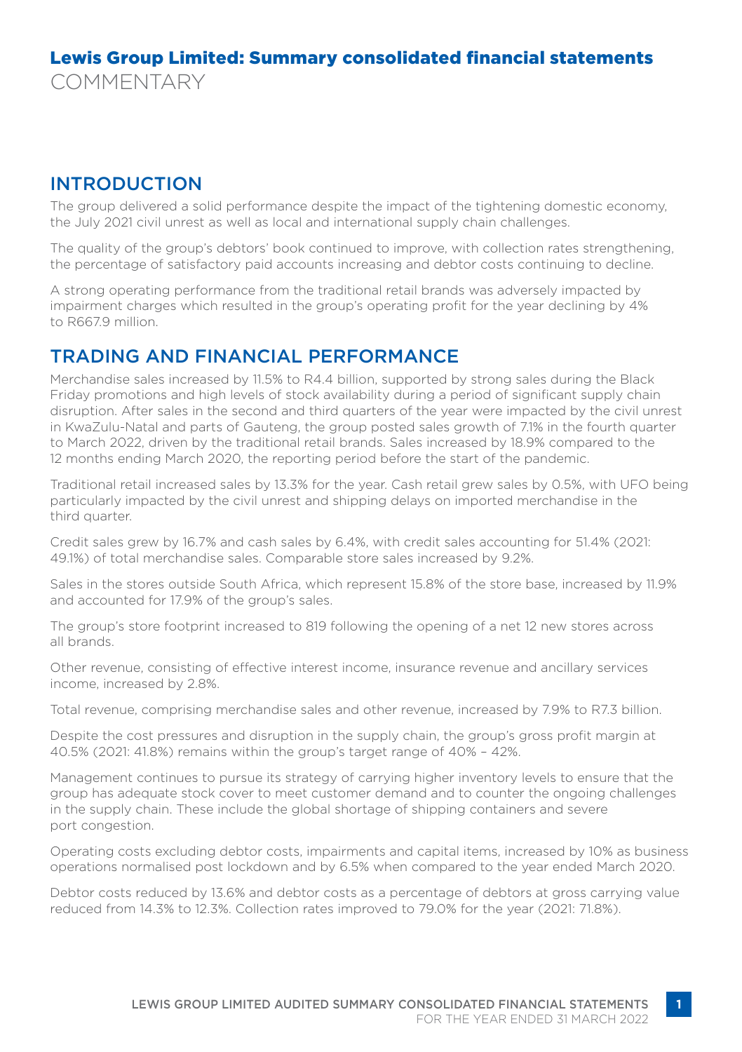# Lewis Group Limited: Summary consolidated financial statements

COMMENTARY

## INTRODUCTION

The group delivered a solid performance despite the impact of the tightening domestic economy, the July 2021 civil unrest as well as local and international supply chain challenges.

The quality of the group's debtors' book continued to improve, with collection rates strengthening, the percentage of satisfactory paid accounts increasing and debtor costs continuing to decline.

A strong operating performance from the traditional retail brands was adversely impacted by impairment charges which resulted in the group's operating profit for the year declining by 4% to R667.9 million.

## TRADING AND FINANCIAL PERFORMANCE

Merchandise sales increased by 11.5% to R4.4 billion, supported by strong sales during the Black Friday promotions and high levels of stock availability during a period of significant supply chain disruption. After sales in the second and third quarters of the year were impacted by the civil unrest in KwaZulu-Natal and parts of Gauteng, the group posted sales growth of 7.1% in the fourth quarter to March 2022, driven by the traditional retail brands. Sales increased by 18.9% compared to the 12 months ending March 2020, the reporting period before the start of the pandemic.

Traditional retail increased sales by 13.3% for the year. Cash retail grew sales by 0.5%, with UFO being particularly impacted by the civil unrest and shipping delays on imported merchandise in the third quarter.

Credit sales grew by 16.7% and cash sales by 6.4%, with credit sales accounting for 51.4% (2021: 49.1%) of total merchandise sales. Comparable store sales increased by 9.2%.

Sales in the stores outside South Africa, which represent 15.8% of the store base, increased by 11.9% and accounted for 17.9% of the group's sales.

The group's store footprint increased to 819 following the opening of a net 12 new stores across all brands.

Other revenue, consisting of effective interest income, insurance revenue and ancillary services income, increased by 2.8%.

Total revenue, comprising merchandise sales and other revenue, increased by 7.9% to R7.3 billion.

Despite the cost pressures and disruption in the supply chain, the group's gross profit margin at 40.5% (2021: 41.8%) remains within the group's target range of 40% – 42%.

Management continues to pursue its strategy of carrying higher inventory levels to ensure that the group has adequate stock cover to meet customer demand and to counter the ongoing challenges in the supply chain. These include the global shortage of shipping containers and severe port congestion.

Operating costs excluding debtor costs, impairments and capital items, increased by 10% as business operations normalised post lockdown and by 6.5% when compared to the year ended March 2020.

Debtor costs reduced by 13.6% and debtor costs as a percentage of debtors at gross carrying value reduced from 14.3% to 12.3%. Collection rates improved to 79.0% for the year (2021: 71.8%).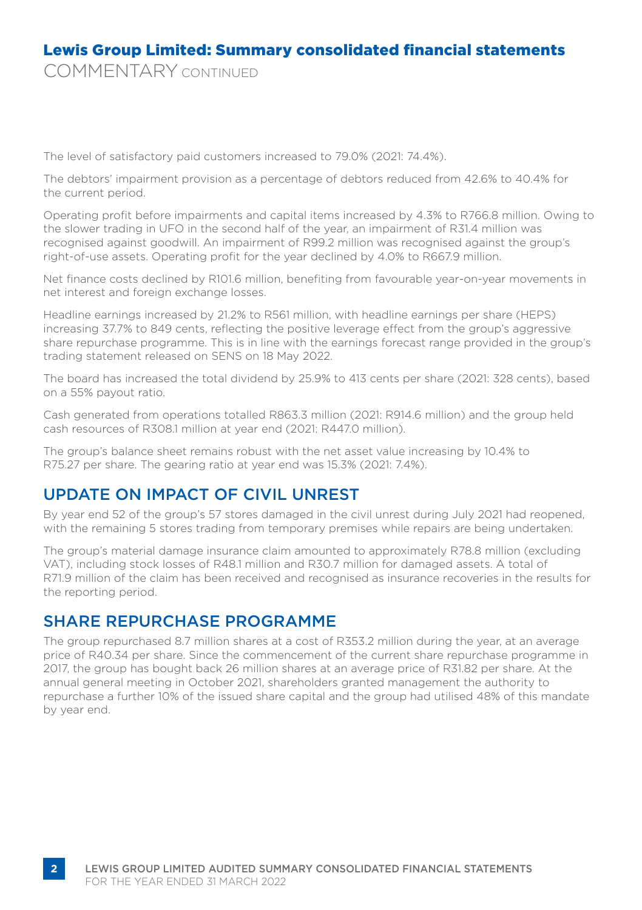The level of satisfactory paid customers increased to 79.0% (2021: 74.4%).

The debtors' impairment provision as a percentage of debtors reduced from 42.6% to 40.4% for the current period.

Operating profit before impairments and capital items increased by 4.3% to R766.8 million. Owing to the slower trading in UFO in the second half of the year, an impairment of R31.4 million was recognised against goodwill. An impairment of R99.2 million was recognised against the group's right-of-use assets. Operating profit for the year declined by 4.0% to R667.9 million.

Net finance costs declined by R101.6 million, benefiting from favourable year-on-year movements in net interest and foreign exchange losses.

Headline earnings increased by 21.2% to R561 million, with headline earnings per share (HEPS) increasing 37.7% to 849 cents, reflecting the positive leverage effect from the group's aggressive share repurchase programme. This is in line with the earnings forecast range provided in the group's trading statement released on SENS on 18 May 2022.

The board has increased the total dividend by 25.9% to 413 cents per share (2021: 328 cents), based on a 55% payout ratio.

Cash generated from operations totalled R863.3 million (2021: R914.6 million) and the group held cash resources of R308.1 million at year end (2021: R447.0 million).

The group's balance sheet remains robust with the net asset value increasing by 10.4% to R75.27 per share. The gearing ratio at year end was 15.3% (2021: 7.4%).

## UPDATE ON IMPACT OF CIVIL UNREST

By year end 52 of the group's 57 stores damaged in the civil unrest during July 2021 had reopened, with the remaining 5 stores trading from temporary premises while repairs are being undertaken.

The group's material damage insurance claim amounted to approximately R78.8 million (excluding VAT), including stock losses of R48.1 million and R30.7 million for damaged assets. A total of R71.9 million of the claim has been received and recognised as insurance recoveries in the results for the reporting period.

## SHARE REPURCHASE PROGRAMME

The group repurchased 8.7 million shares at a cost of R353.2 million during the year, at an average price of R40.34 per share. Since the commencement of the current share repurchase programme in 2017, the group has bought back 26 million shares at an average price of R31.82 per share. At the annual general meeting in October 2021, shareholders granted management the authority to repurchase a further 10% of the issued share capital and the group had utilised 48% of this mandate by year end.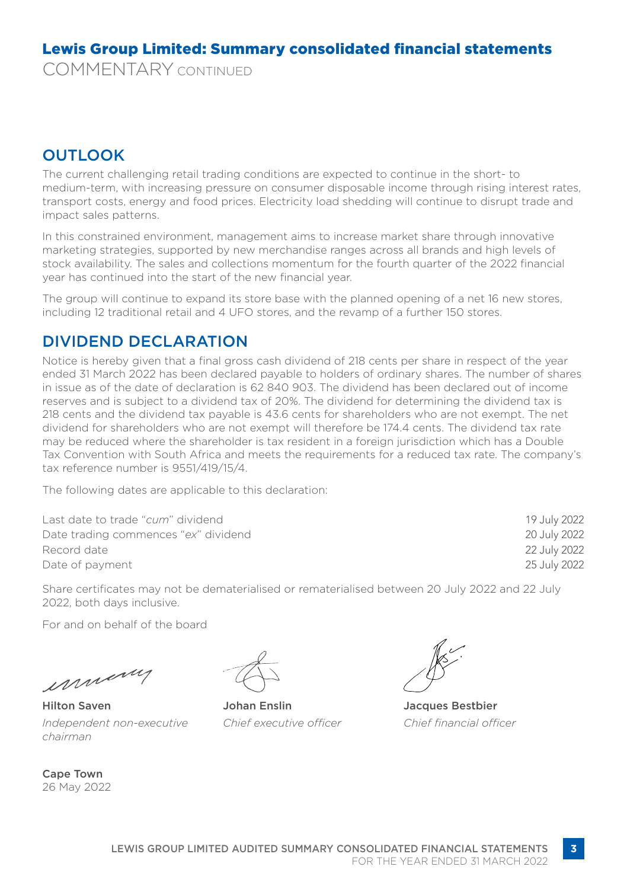# Lewis Group Limited: Summary consolidated financial statements

COMMENTARY CONTINUED

## OUTLOOK

The current challenging retail trading conditions are expected to continue in the short- to medium-term, with increasing pressure on consumer disposable income through rising interest rates, transport costs, energy and food prices. Electricity load shedding will continue to disrupt trade and impact sales patterns.

In this constrained environment, management aims to increase market share through innovative marketing strategies, supported by new merchandise ranges across all brands and high levels of stock availability. The sales and collections momentum for the fourth quarter of the 2022 financial year has continued into the start of the new financial year.

The group will continue to expand its store base with the planned opening of a net 16 new stores, including 12 traditional retail and 4 UFO stores, and the revamp of a further 150 stores.

## DIVIDEND DECLARATION

Notice is hereby given that a final gross cash dividend of 218 cents per share in respect of the year ended 31 March 2022 has been declared payable to holders of ordinary shares. The number of shares in issue as of the date of declaration is 62 840 903. The dividend has been declared out of income reserves and is subject to a dividend tax of 20%. The dividend for determining the dividend tax is 218 cents and the dividend tax payable is 43.6 cents for shareholders who are not exempt. The net dividend for shareholders who are not exempt will therefore be 174.4 cents. The dividend tax rate may be reduced where the shareholder is tax resident in a foreign jurisdiction which has a Double Tax Convention with South Africa and meets the requirements for a reduced tax rate. The company's tax reference number is 9551/419/15/4.

The following dates are applicable to this declaration:

| | |
|---|---|
| Last date to trade "*cum*" dividend | 19 July 2022 |
| Date trading commences "*ex*" dividend | 20 July 2022 |
| Record date | 22 July 2022 |
| Date of payment | 25 July 2022 |

Share certificates may not be dematerialised or rematerialised between 20 July 2022 and 22 July 2022, both days inclusive.

For and on behalf of the board

**Hilton Saven**
*Independent non-executive chairman*

**Johan Enslin**
*Chief executive officer*

**Jacques Bestbier**
*Chief financial officer*

**Cape Town**
26 May 2022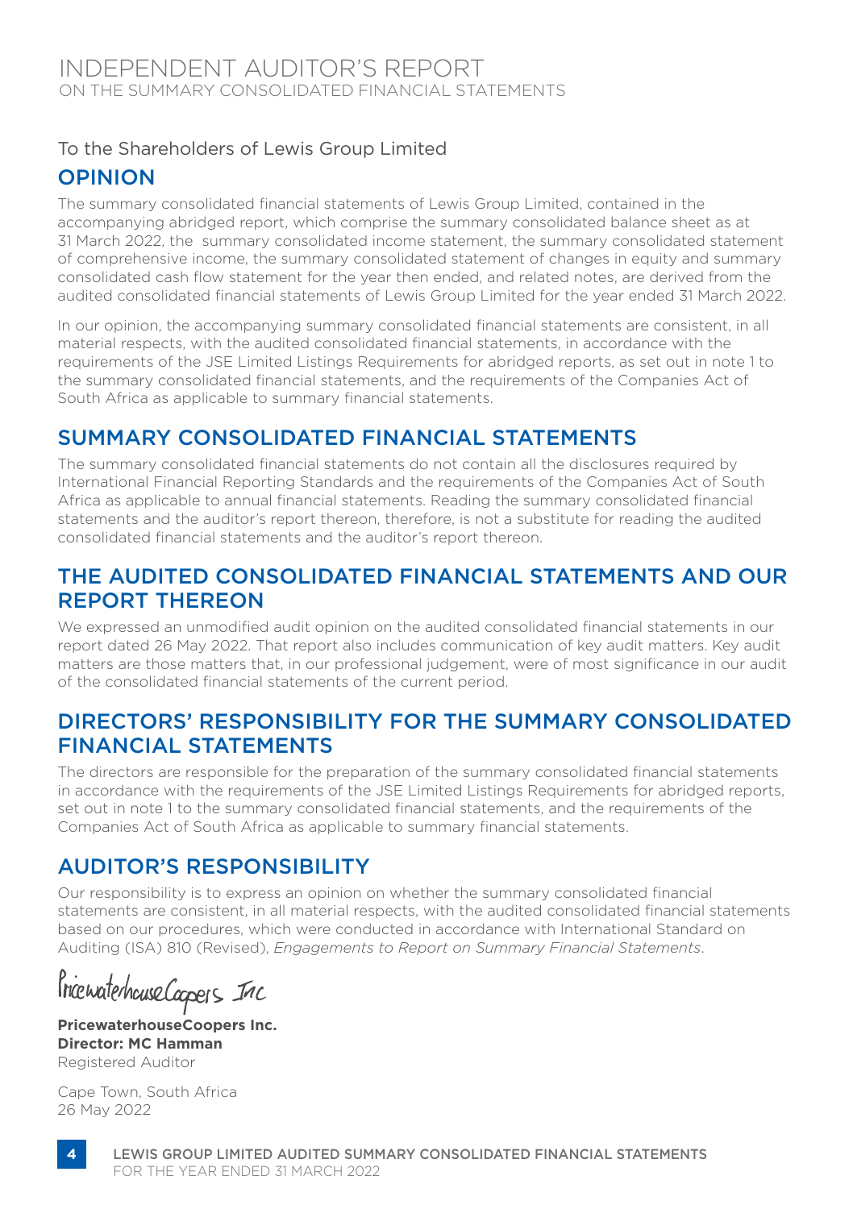# INDEPENDENT AUDITOR'S REPORT
ON THE SUMMARY CONSOLIDATED FINANCIAL STATEMENTS

To the Shareholders of Lewis Group Limited

## OPINION

The summary consolidated financial statements of Lewis Group Limited, contained in the accompanying abridged report, which comprise the summary consolidated balance sheet as at 31 March 2022, the summary consolidated income statement, the summary consolidated statement of comprehensive income, the summary consolidated statement of changes in equity and summary consolidated cash flow statement for the year then ended, and related notes, are derived from the audited consolidated financial statements of Lewis Group Limited for the year ended 31 March 2022.

In our opinion, the accompanying summary consolidated financial statements are consistent, in all material respects, with the audited consolidated financial statements, in accordance with the requirements of the JSE Limited Listings Requirements for abridged reports, as set out in note 1 to the summary consolidated financial statements, and the requirements of the Companies Act of South Africa as applicable to summary financial statements.

## SUMMARY CONSOLIDATED FINANCIAL STATEMENTS

The summary consolidated financial statements do not contain all the disclosures required by International Financial Reporting Standards and the requirements of the Companies Act of South Africa as applicable to annual financial statements. Reading the summary consolidated financial statements and the auditor's report thereon, therefore, is not a substitute for reading the audited consolidated financial statements and the auditor's report thereon.

## THE AUDITED CONSOLIDATED FINANCIAL STATEMENTS AND OUR REPORT THEREON

We expressed an unmodified audit opinion on the audited consolidated financial statements in our report dated 26 May 2022. That report also includes communication of key audit matters. Key audit matters are those matters that, in our professional judgement, were of most significance in our audit of the consolidated financial statements of the current period.

## DIRECTORS' RESPONSIBILITY FOR THE SUMMARY CONSOLIDATED FINANCIAL STATEMENTS

The directors are responsible for the preparation of the summary consolidated financial statements in accordance with the requirements of the JSE Limited Listings Requirements for abridged reports, set out in note 1 to the summary consolidated financial statements, and the requirements of the Companies Act of South Africa as applicable to summary financial statements.

## AUDITOR'S RESPONSIBILITY

Our responsibility is to express an opinion on whether the summary consolidated financial statements are consistent, in all material respects, with the audited consolidated financial statements based on our procedures, which were conducted in accordance with International Standard on Auditing (ISA) 810 (Revised), *Engagements to Report on Summary Financial Statements*.

PricewaterhouseCoopers Inc

**PricewaterhouseCoopers Inc.**
**Director: MC Hamman**
Registered Auditor

Cape Town, South Africa
26 May 2022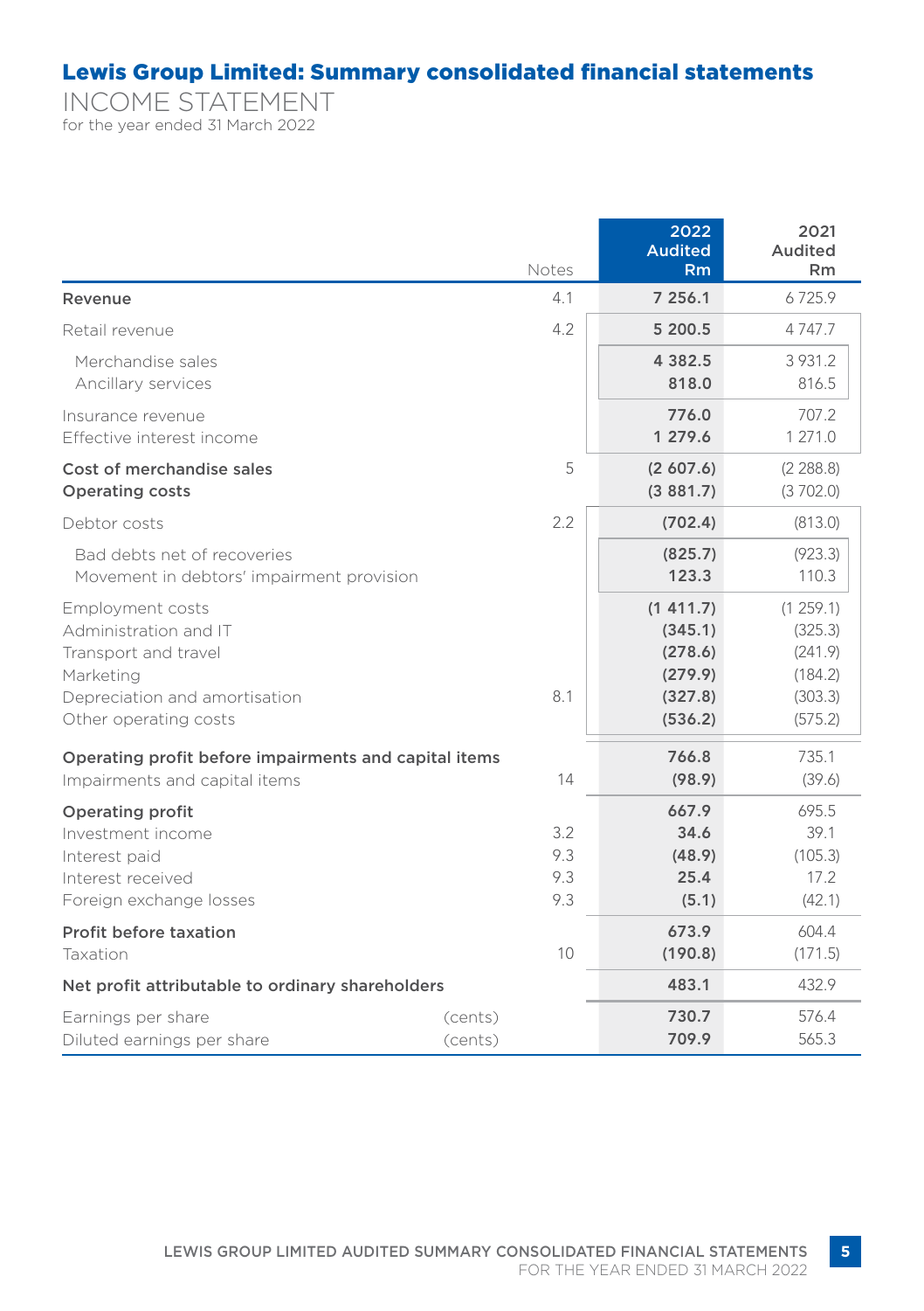# Lewis Group Limited: Summary consolidated financial statements

## INCOME STATEMENT

for the year ended 31 March 2022

| | Notes | 2022 Audited Rm | 2021 Audited Rm |
|---|---|---|---|
| **Revenue** | 4.1 | **7 256.1** | 6 725.9 |
| Retail revenue | 4.2 | **5 200.5** | 4 747.7 |
| Merchandise sales | | **4 382.5** | 3 931.2 |
| Ancillary services | | **818.0** | 816.5 |
| Insurance revenue | | **776.0** | 707.2 |
| Effective interest income | | **1 279.6** | 1 271.0 |
| **Cost of merchandise sales** | 5 | **(2 607.6)** | (2 288.8) |
| **Operating costs** | | **(3 881.7)** | (3 702.0) |
| Debtor costs | 2.2 | **(702.4)** | (813.0) |
| Bad debts net of recoveries | | **(825.7)** | (923.3) |
| Movement in debtors' impairment provision | | **123.3** | 110.3 |
| Employment costs | | **(1 411.7)** | (1 259.1) |
| Administration and IT | | **(345.1)** | (325.3) |
| Transport and travel | | **(278.6)** | (241.9) |
| Marketing | | **(279.9)** | (184.2) |
| Depreciation and amortisation | 8.1 | **(327.8)** | (303.3) |
| Other operating costs | | **(536.2)** | (575.2) |
| **Operating profit before impairments and capital items** | | **766.8** | 735.1 |
| Impairments and capital items | 14 | **(98.9)** | (39.6) |
| **Operating profit** | | **667.9** | 695.5 |
| Investment income | 3.2 | **34.6** | 39.1 |
| Interest paid | 9.3 | **(48.9)** | (105.3) |
| Interest received | 9.3 | **25.4** | 17.2 |
| Foreign exchange losses | 9.3 | **(5.1)** | (42.1) |
| **Profit before taxation** | | **673.9** | 604.4 |
| Taxation | 10 | **(190.8)** | (171.5) |
| **Net profit attributable to ordinary shareholders** | | **483.1** | 432.9 |
| Earnings per share (cents) | | **730.7** | 576.4 |
| Diluted earnings per share (cents) | | **709.9** | 565.3 |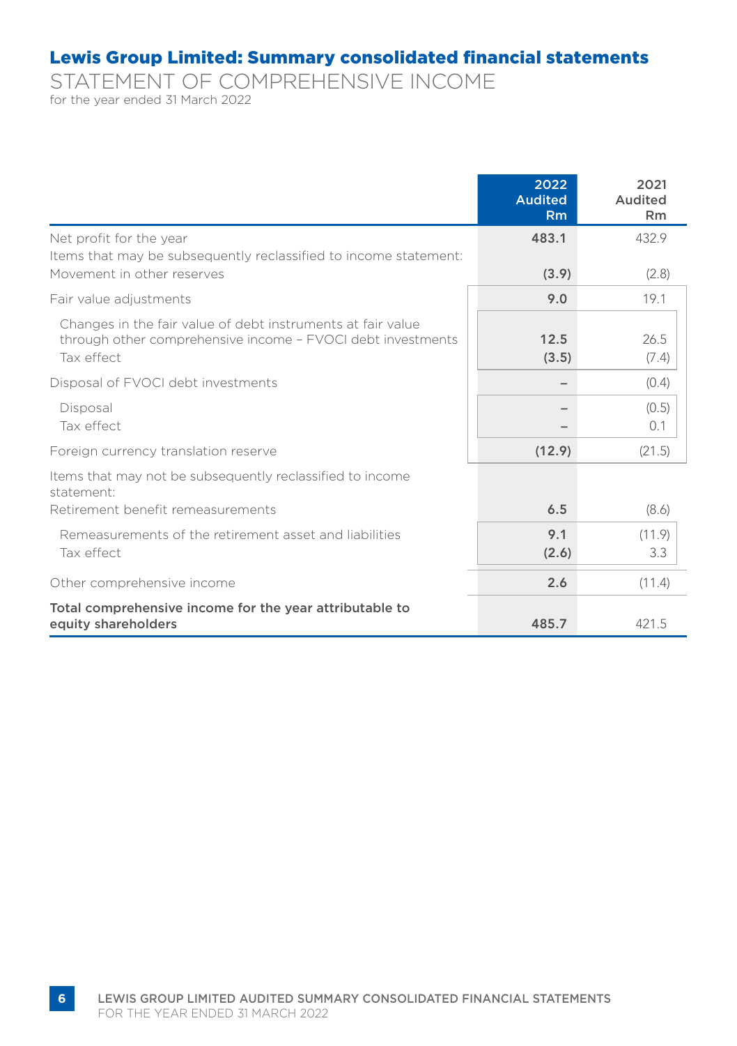# Lewis Group Limited: Summary consolidated financial statements

## STATEMENT OF COMPREHENSIVE INCOME

for the year ended 31 March 2022

| | 2022 Audited Rm | 2021 Audited Rm |
|---|---|---|
| Net profit for the year | **483.1** | 432.9 |
| Items that may be subsequently reclassified to income statement: | | |
| Movement in other reserves | **(3.9)** | (2.8) |
| Fair value adjustments | **9.0** | 19.1 |
| Changes in the fair value of debt instruments at fair value through other comprehensive income – FVOCI debt investments | **12.5** | 26.5 |
| Tax effect | **(3.5)** | (7.4) |
| Disposal of FVOCI debt investments | **–** | (0.4) |
| Disposal | **–** | (0.5) |
| Tax effect | **–** | 0.1 |
| Foreign currency translation reserve | **(12.9)** | (21.5) |
| Items that may not be subsequently reclassified to income statement: | | |
| Retirement benefit remeasurements | **6.5** | (8.6) |
| Remeasurements of the retirement asset and liabilities | **9.1** | (11.9) |
| Tax effect | **(2.6)** | 3.3 |
| Other comprehensive income | **2.6** | (11.4) |
| **Total comprehensive income for the year attributable to equity shareholders** | **485.7** | 421.5 |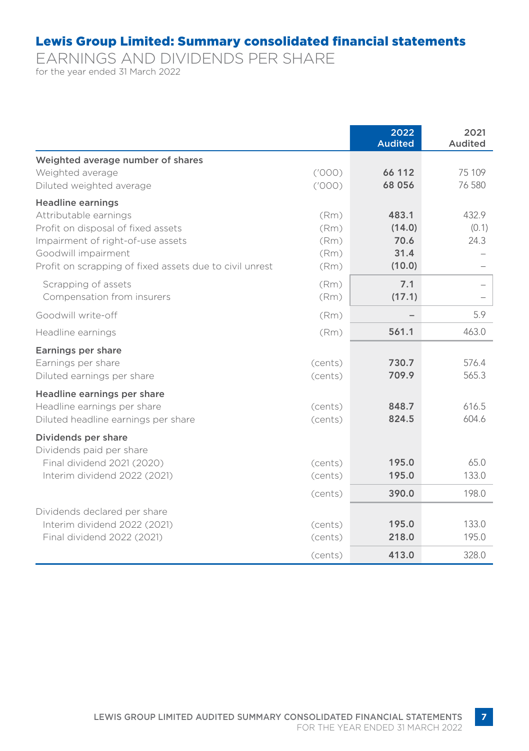# Lewis Group Limited: Summary consolidated financial statements

## EARNINGS AND DIVIDENDS PER SHARE

for the year ended 31 March 2022

| | | 2022 Audited | 2021 Audited |
|---|---|---|---|
| **Weighted average number of shares** | | | |
| Weighted average | ('000) | **66 112** | 75 109 |
| Diluted weighted average | ('000) | **68 056** | 76 580 |
| **Headline earnings** | | | |
| Attributable earnings | (Rm) | **483.1** | 432.9 |
| Profit on disposal of fixed assets | (Rm) | **(14.0)** | (0.1) |
| Impairment of right-of-use assets | (Rm) | **70.6** | 24.3 |
| Goodwill impairment | (Rm) | **31.4** | – |
| Profit on scrapping of fixed assets due to civil unrest | (Rm) | **(10.0)** | – |
| Scrapping of assets | (Rm) | **7.1** | – |
| Compensation from insurers | (Rm) | **(17.1)** | – |
| Goodwill write-off | (Rm) | **–** | 5.9 |
| Headline earnings | (Rm) | **561.1** | 463.0 |
| **Earnings per share** | | | |
| Earnings per share | (cents) | **730.7** | 576.4 |
| Diluted earnings per share | (cents) | **709.9** | 565.3 |
| **Headline earnings per share** | | | |
| Headline earnings per share | (cents) | **848.7** | 616.5 |
| Diluted headline earnings per share | (cents) | **824.5** | 604.6 |
| **Dividends per share** | | | |
| Dividends paid per share | | | |
| Final dividend 2021 (2020) | (cents) | **195.0** | 65.0 |
| Interim dividend 2022 (2021) | (cents) | **195.0** | 133.0 |
| | (cents) | **390.0** | 198.0 |
| Dividends declared per share | | | |
| Interim dividend 2022 (2021) | (cents) | **195.0** | 133.0 |
| Final dividend 2022 (2021) | (cents) | **218.0** | 195.0 |
| | (cents) | **413.0** | 328.0 |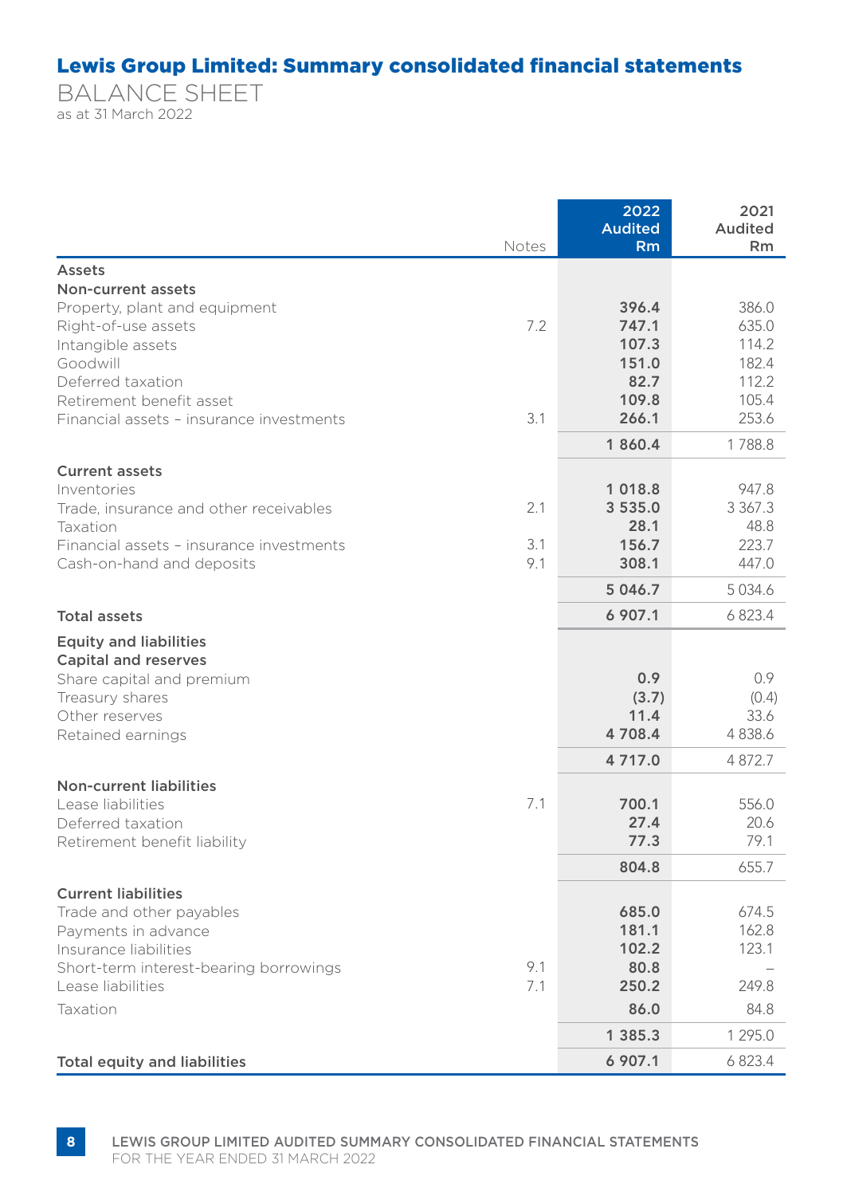# Lewis Group Limited: Summary consolidated financial statements

## BALANCE SHEET

as at 31 March 2022

| | Notes | 2022 Audited Rm | 2021 Audited Rm |
|---|---|---|---|
| **Assets** | | | |
| **Non-current assets** | | | |
| Property, plant and equipment | | **396.4** | 386.0 |
| Right-of-use assets | 7.2 | **747.1** | 635.0 |
| Intangible assets | | **107.3** | 114.2 |
| Goodwill | | **151.0** | 182.4 |
| Deferred taxation | | **82.7** | 112.2 |
| Retirement benefit asset | | **109.8** | 105.4 |
| Financial assets – insurance investments | 3.1 | **266.1** | 253.6 |
| | | **1 860.4** | 1 788.8 |
| **Current assets** | | | |
| Inventories | | **1 018.8** | 947.8 |
| Trade, insurance and other receivables | 2.1 | **3 535.0** | 3 367.3 |
| Taxation | | **28.1** | 48.8 |
| Financial assets – insurance investments | 3.1 | **156.7** | 223.7 |
| Cash-on-hand and deposits | 9.1 | **308.1** | 447.0 |
| | | **5 046.7** | 5 034.6 |
| **Total assets** | | **6 907.1** | 6 823.4 |
| **Equity and liabilities** | | | |
| **Capital and reserves** | | | |
| Share capital and premium | | **0.9** | 0.9 |
| Treasury shares | | **(3.7)** | (0.4) |
| Other reserves | | **11.4** | 33.6 |
| Retained earnings | | **4 708.4** | 4 838.6 |
| | | **4 717.0** | 4 872.7 |
| **Non-current liabilities** | | | |
| Lease liabilities | 7.1 | **700.1** | 556.0 |
| Deferred taxation | | **27.4** | 20.6 |
| Retirement benefit liability | | **77.3** | 79.1 |
| | | **804.8** | 655.7 |
| **Current liabilities** | | | |
| Trade and other payables | | **685.0** | 674.5 |
| Payments in advance | | **181.1** | 162.8 |
| Insurance liabilities | | **102.2** | 123.1 |
| Short-term interest-bearing borrowings | 9.1 | **80.8** | – |
| Lease liabilities | 7.1 | **250.2** | 249.8 |
| Taxation | | **86.0** | 84.8 |
| | | **1 385.3** | 1 295.0 |
| **Total equity and liabilities** | | **6 907.1** | 6 823.4 |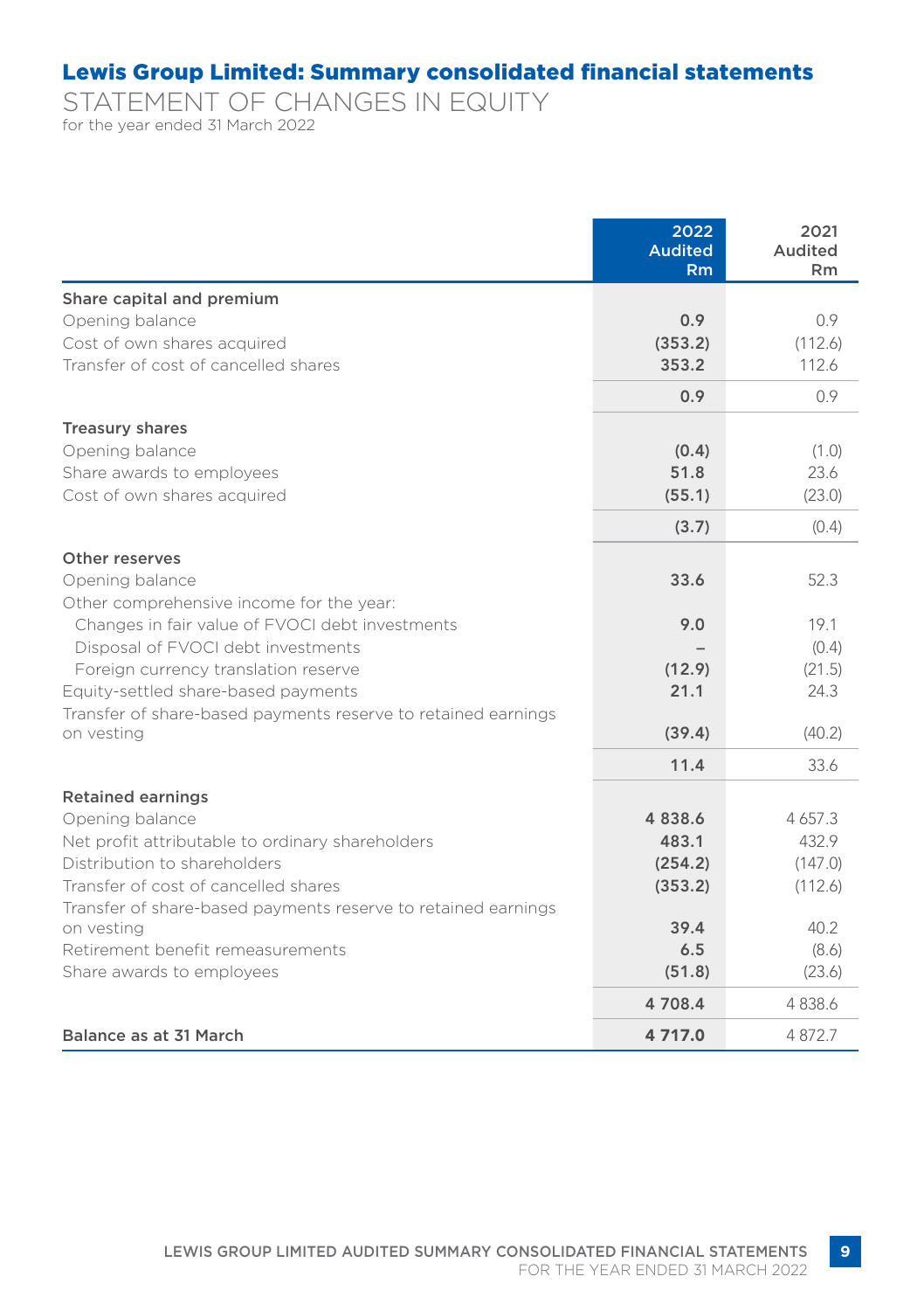# Lewis Group Limited: Summary consolidated financial statements

## STATEMENT OF CHANGES IN EQUITY

for the year ended 31 March 2022

| | 2022 Audited Rm | 2021 Audited Rm |
|---|---|---|
| **Share capital and premium** | | |
| Opening balance | **0.9** | 0.9 |
| Cost of own shares acquired | **(353.2)** | (112.6) |
| Transfer of cost of cancelled shares | **353.2** | 112.6 |
| | **0.9** | 0.9 |
| **Treasury shares** | | |
| Opening balance | **(0.4)** | (1.0) |
| Share awards to employees | **51.8** | 23.6 |
| Cost of own shares acquired | **(55.1)** | (23.0) |
| | **(3.7)** | (0.4) |
| **Other reserves** | | |
| Opening balance | **33.6** | 52.3 |
| Other comprehensive income for the year: | | |
| Changes in fair value of FVOCI debt investments | **9.0** | 19.1 |
| Disposal of FVOCI debt investments | **–** | (0.4) |
| Foreign currency translation reserve | **(12.9)** | (21.5) |
| Equity-settled share-based payments | **21.1** | 24.3 |
| Transfer of share-based payments reserve to retained earnings on vesting | **(39.4)** | (40.2) |
| | **11.4** | 33.6 |
| **Retained earnings** | | |
| Opening balance | **4 838.6** | 4 657.3 |
| Net profit attributable to ordinary shareholders | **483.1** | 432.9 |
| Distribution to shareholders | **(254.2)** | (147.0) |
| Transfer of cost of cancelled shares | **(353.2)** | (112.6) |
| Transfer of share-based payments reserve to retained earnings on vesting | **39.4** | 40.2 |
| Retirement benefit remeasurements | **6.5** | (8.6) |
| Share awards to employees | **(51.8)** | (23.6) |
| | **4 708.4** | 4 838.6 |
| **Balance as at 31 March** | **4 717.0** | 4 872.7 |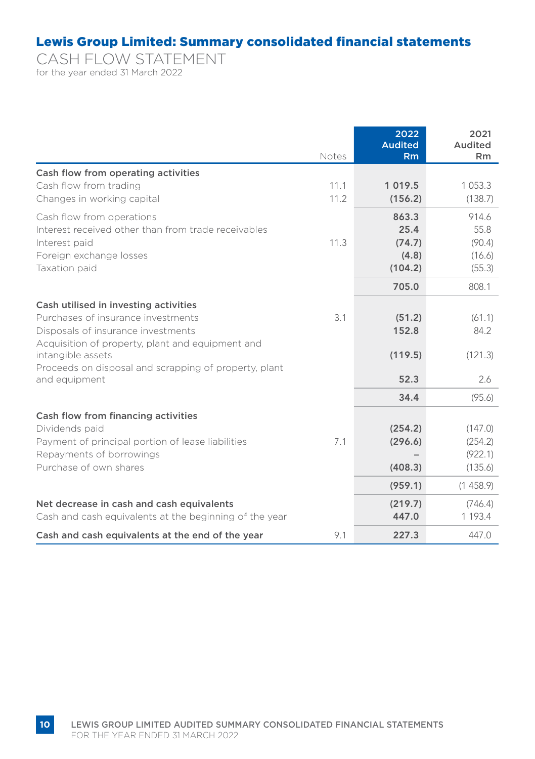# Lewis Group Limited: Summary consolidated financial statements

## CASH FLOW STATEMENT

for the year ended 31 March 2022

| | Notes | 2022 Audited Rm | 2021 Audited Rm |
|---|---|---|---|
| **Cash flow from operating activities** | | | |
| Cash flow from trading | 11.1 | 1 019.5 | 1 053.3 |
| Changes in working capital | 11.2 | (156.2) | (138.7) |
| Cash flow from operations | | 863.3 | 914.6 |
| Interest received other than from trade receivables | | 25.4 | 55.8 |
| Interest paid | 11.3 | (74.7) | (90.4) |
| Foreign exchange losses | | (4.8) | (16.6) |
| Taxation paid | | (104.2) | (55.3) |
| | | 705.0 | 808.1 |
| **Cash utilised in investing activities** | | | |
| Purchases of insurance investments | 3.1 | (51.2) | (61.1) |
| Disposals of insurance investments | | 152.8 | 84.2 |
| Acquisition of property, plant and equipment and intangible assets | | (119.5) | (121.3) |
| Proceeds on disposal and scrapping of property, plant and equipment | | 52.3 | 2.6 |
| | | 34.4 | (95.6) |
| **Cash flow from financing activities** | | | |
| Dividends paid | | (254.2) | (147.0) |
| Payment of principal portion of lease liabilities | 7.1 | (296.6) | (254.2) |
| Repayments of borrowings | | – | (922.1) |
| Purchase of own shares | | (408.3) | (135.6) |
| | | (959.1) | (1 458.9) |
| **Net decrease in cash and cash equivalents** | | (219.7) | (746.4) |
| Cash and cash equivalents at the beginning of the year | | 447.0 | 1 193.4 |
| **Cash and cash equivalents at the end of the year** | 9.1 | 227.3 | 447.0 |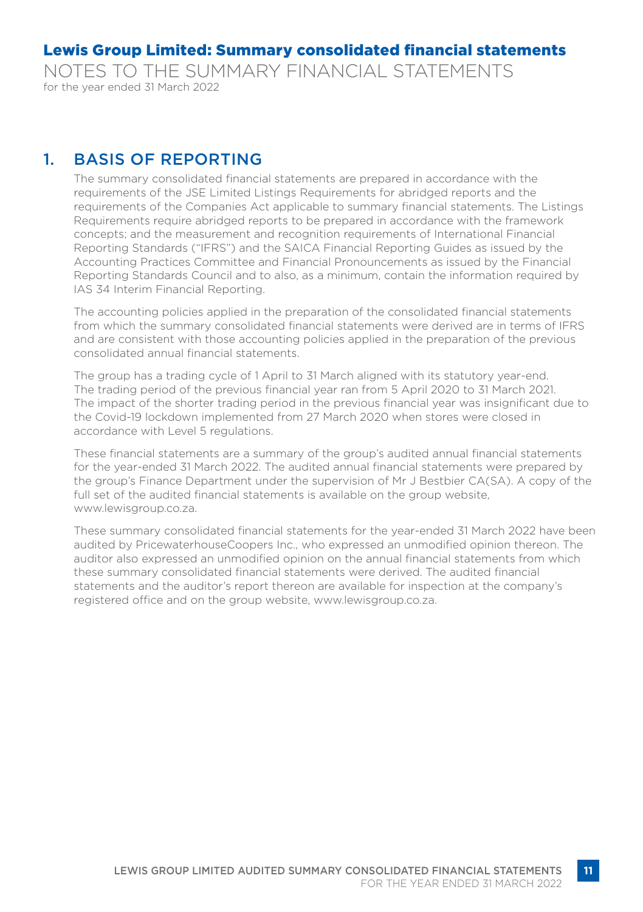# Lewis Group Limited: Summary consolidated financial statements

NOTES TO THE SUMMARY FINANCIAL STATEMENTS

for the year ended 31 March 2022

## 1. BASIS OF REPORTING

The summary consolidated financial statements are prepared in accordance with the requirements of the JSE Limited Listings Requirements for abridged reports and the requirements of the Companies Act applicable to summary financial statements. The Listings Requirements require abridged reports to be prepared in accordance with the framework concepts; and the measurement and recognition requirements of International Financial Reporting Standards ("IFRS") and the SAICA Financial Reporting Guides as issued by the Accounting Practices Committee and Financial Pronouncements as issued by the Financial Reporting Standards Council and to also, as a minimum, contain the information required by IAS 34 Interim Financial Reporting.

The accounting policies applied in the preparation of the consolidated financial statements from which the summary consolidated financial statements were derived are in terms of IFRS and are consistent with those accounting policies applied in the preparation of the previous consolidated annual financial statements.

The group has a trading cycle of 1 April to 31 March aligned with its statutory year-end. The trading period of the previous financial year ran from 5 April 2020 to 31 March 2021. The impact of the shorter trading period in the previous financial year was insignificant due to the Covid-19 lockdown implemented from 27 March 2020 when stores were closed in accordance with Level 5 regulations.

These financial statements are a summary of the group's audited annual financial statements for the year-ended 31 March 2022. The audited annual financial statements were prepared by the group's Finance Department under the supervision of Mr J Bestbier CA(SA). A copy of the full set of the audited financial statements is available on the group website, www.lewisgroup.co.za.

These summary consolidated financial statements for the year-ended 31 March 2022 have been audited by PricewaterhouseCoopers Inc., who expressed an unmodified opinion thereon. The auditor also expressed an unmodified opinion on the annual financial statements from which these summary consolidated financial statements were derived. The audited financial statements and the auditor's report thereon are available for inspection at the company's registered office and on the group website, www.lewisgroup.co.za.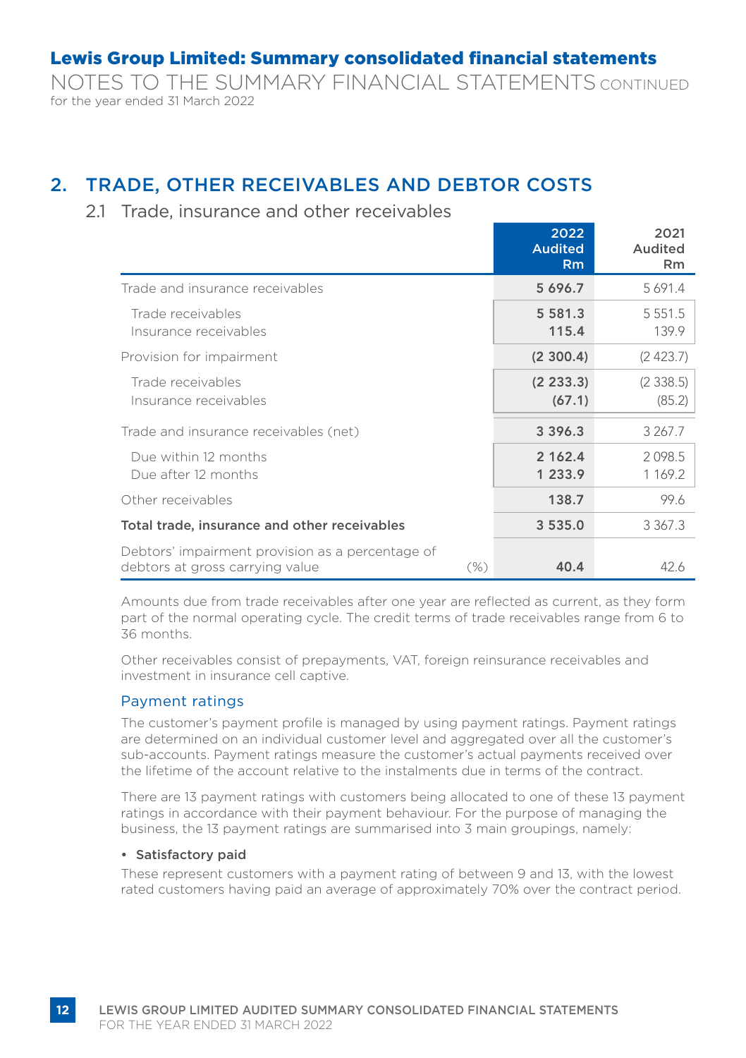# Lewis Group Limited: Summary consolidated financial statements

NOTES TO THE SUMMARY FINANCIAL STATEMENTS CONTINUED
for the year ended 31 March 2022

## 2. TRADE, OTHER RECEIVABLES AND DEBTOR COSTS

### 2.1 Trade, insurance and other receivables

| | | 2022 Audited Rm | 2021 Audited Rm |
|---|---|---|---|
| Trade and insurance receivables | | **5 696.7** | 5 691.4 |
| Trade receivables | | **5 581.3** | 5 551.5 |
| Insurance receivables | | **115.4** | 139.9 |
| Provision for impairment | | **(2 300.4)** | (2 423.7) |
| Trade receivables | | **(2 233.3)** | (2 338.5) |
| Insurance receivables | | **(67.1)** | (85.2) |
| Trade and insurance receivables (net) | | **3 396.3** | 3 267.7 |
| Due within 12 months | | **2 162.4** | 2 098.5 |
| Due after 12 months | | **1 233.9** | 1 169.2 |
| Other receivables | | **138.7** | 99.6 |
| **Total trade, insurance and other receivables** | | **3 535.0** | 3 367.3 |
| Debtors' impairment provision as a percentage of debtors at gross carrying value | (%) | **40.4** | 42.6 |

Amounts due from trade receivables after one year are reflected as current, as they form part of the normal operating cycle. The credit terms of trade receivables range from 6 to 36 months.

Other receivables consist of prepayments, VAT, foreign reinsurance receivables and investment in insurance cell captive.

#### Payment ratings

The customer's payment profile is managed by using payment ratings. Payment ratings are determined on an individual customer level and aggregated over all the customer's sub-accounts. Payment ratings measure the customer's actual payments received over the lifetime of the account relative to the instalments due in terms of the contract.

There are 13 payment ratings with customers being allocated to one of these 13 payment ratings in accordance with their payment behaviour. For the purpose of managing the business, the 13 payment ratings are summarised into 3 main groupings, namely:

- **Satisfactory paid**

These represent customers with a payment rating of between 9 and 13, with the lowest rated customers having paid an average of approximately 70% over the contract period.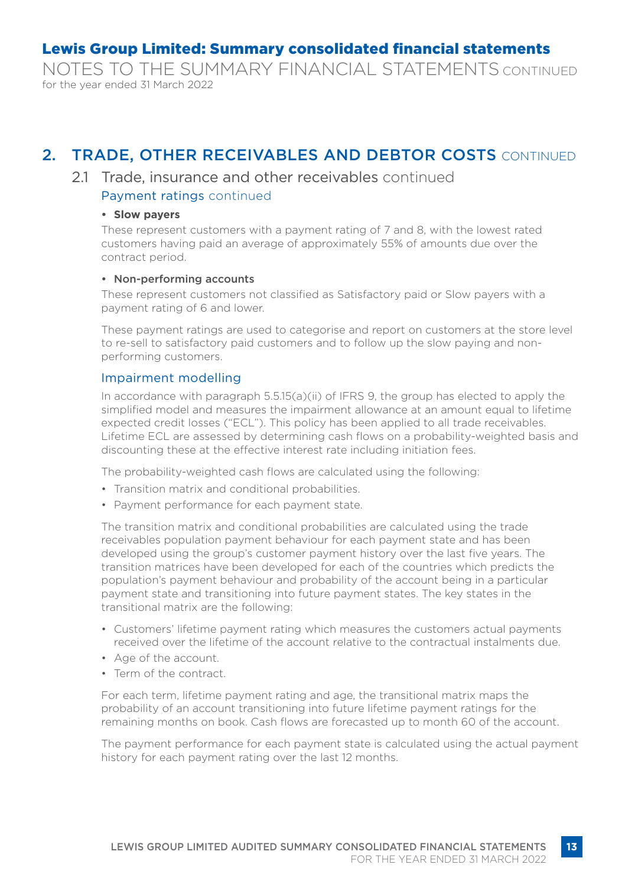# 2. TRADE, OTHER RECEIVABLES AND DEBTOR COSTS CONTINUED

## 2.1 Trade, insurance and other receivables continued

### Payment ratings continued

- **Slow payers**

  These represent customers with a payment rating of 7 and 8, with the lowest rated customers having paid an average of approximately 55% of amounts due over the contract period.

- **Non-performing accounts**

  These represent customers not classified as Satisfactory paid or Slow payers with a payment rating of 6 and lower.

These payment ratings are used to categorise and report on customers at the store level to re-sell to satisfactory paid customers and to follow up the slow paying and non-performing customers.

### Impairment modelling

In accordance with paragraph 5.5.15(a)(ii) of IFRS 9, the group has elected to apply the simplified model and measures the impairment allowance at an amount equal to lifetime expected credit losses ("ECL"). This policy has been applied to all trade receivables. Lifetime ECL are assessed by determining cash flows on a probability-weighted basis and discounting these at the effective interest rate including initiation fees.

The probability-weighted cash flows are calculated using the following:

- Transition matrix and conditional probabilities.
- Payment performance for each payment state.

The transition matrix and conditional probabilities are calculated using the trade receivables population payment behaviour for each payment state and has been developed using the group's customer payment history over the last five years. The transition matrices have been developed for each of the countries which predicts the population's payment behaviour and probability of the account being in a particular payment state and transitioning into future payment states. The key states in the transitional matrix are the following:

- Customers' lifetime payment rating which measures the customers actual payments received over the lifetime of the account relative to the contractual instalments due.
- Age of the account.
- Term of the contract.

For each term, lifetime payment rating and age, the transitional matrix maps the probability of an account transitioning into future lifetime payment ratings for the remaining months on book. Cash flows are forecasted up to month 60 of the account.

The payment performance for each payment state is calculated using the actual payment history for each payment rating over the last 12 months.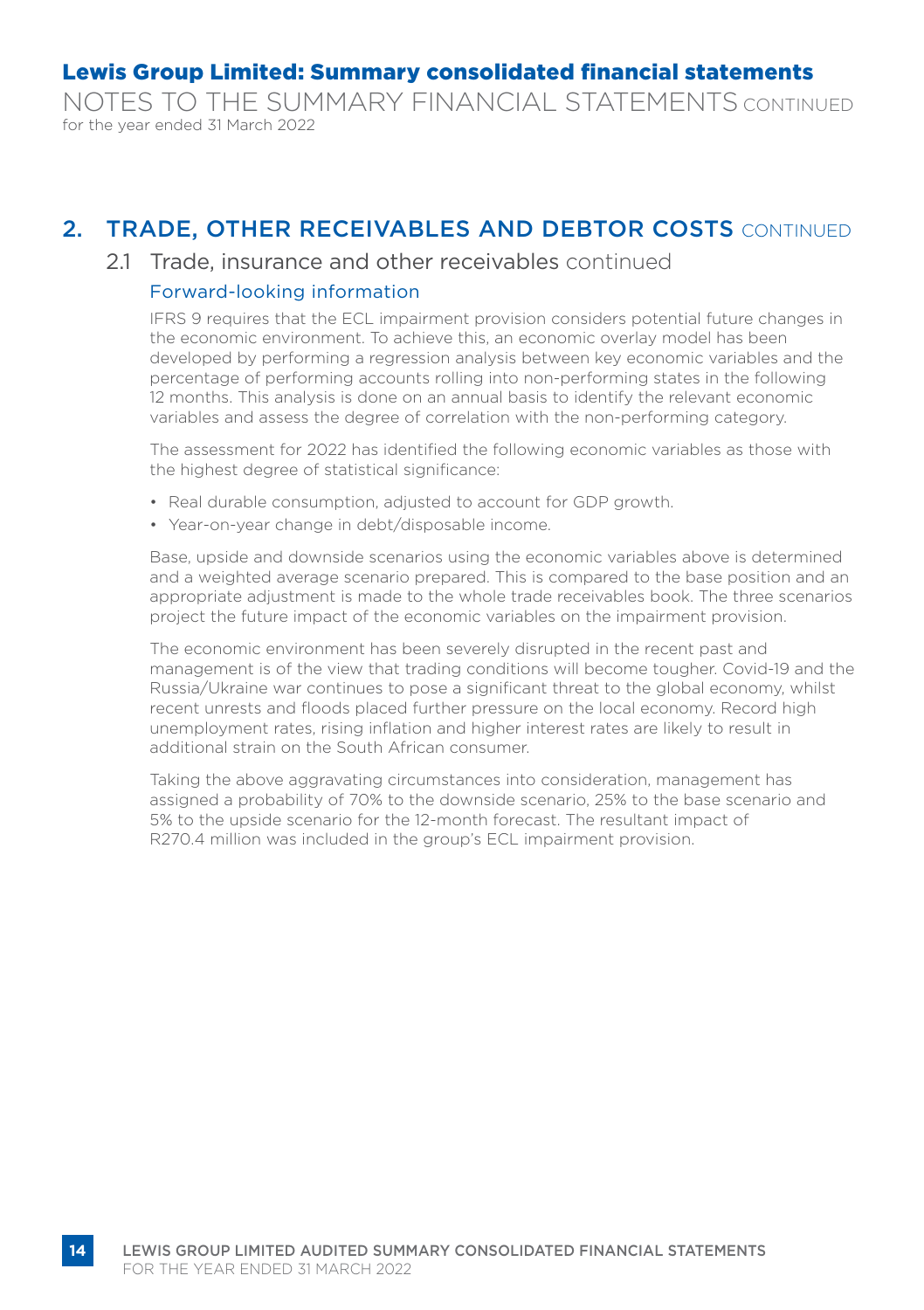## 2. TRADE, OTHER RECEIVABLES AND DEBTOR COSTS CONTINUED

### 2.1 Trade, insurance and other receivables continued

#### Forward-looking information

IFRS 9 requires that the ECL impairment provision considers potential future changes in the economic environment. To achieve this, an economic overlay model has been developed by performing a regression analysis between key economic variables and the percentage of performing accounts rolling into non-performing states in the following 12 months. This analysis is done on an annual basis to identify the relevant economic variables and assess the degree of correlation with the non-performing category.

The assessment for 2022 has identified the following economic variables as those with the highest degree of statistical significance:

- Real durable consumption, adjusted to account for GDP growth.
- Year-on-year change in debt/disposable income.

Base, upside and downside scenarios using the economic variables above is determined and a weighted average scenario prepared. This is compared to the base position and an appropriate adjustment is made to the whole trade receivables book. The three scenarios project the future impact of the economic variables on the impairment provision.

The economic environment has been severely disrupted in the recent past and management is of the view that trading conditions will become tougher. Covid-19 and the Russia/Ukraine war continues to pose a significant threat to the global economy, whilst recent unrests and floods placed further pressure on the local economy. Record high unemployment rates, rising inflation and higher interest rates are likely to result in additional strain on the South African consumer.

Taking the above aggravating circumstances into consideration, management has assigned a probability of 70% to the downside scenario, 25% to the base scenario and 5% to the upside scenario for the 12-month forecast. The resultant impact of R270.4 million was included in the group's ECL impairment provision.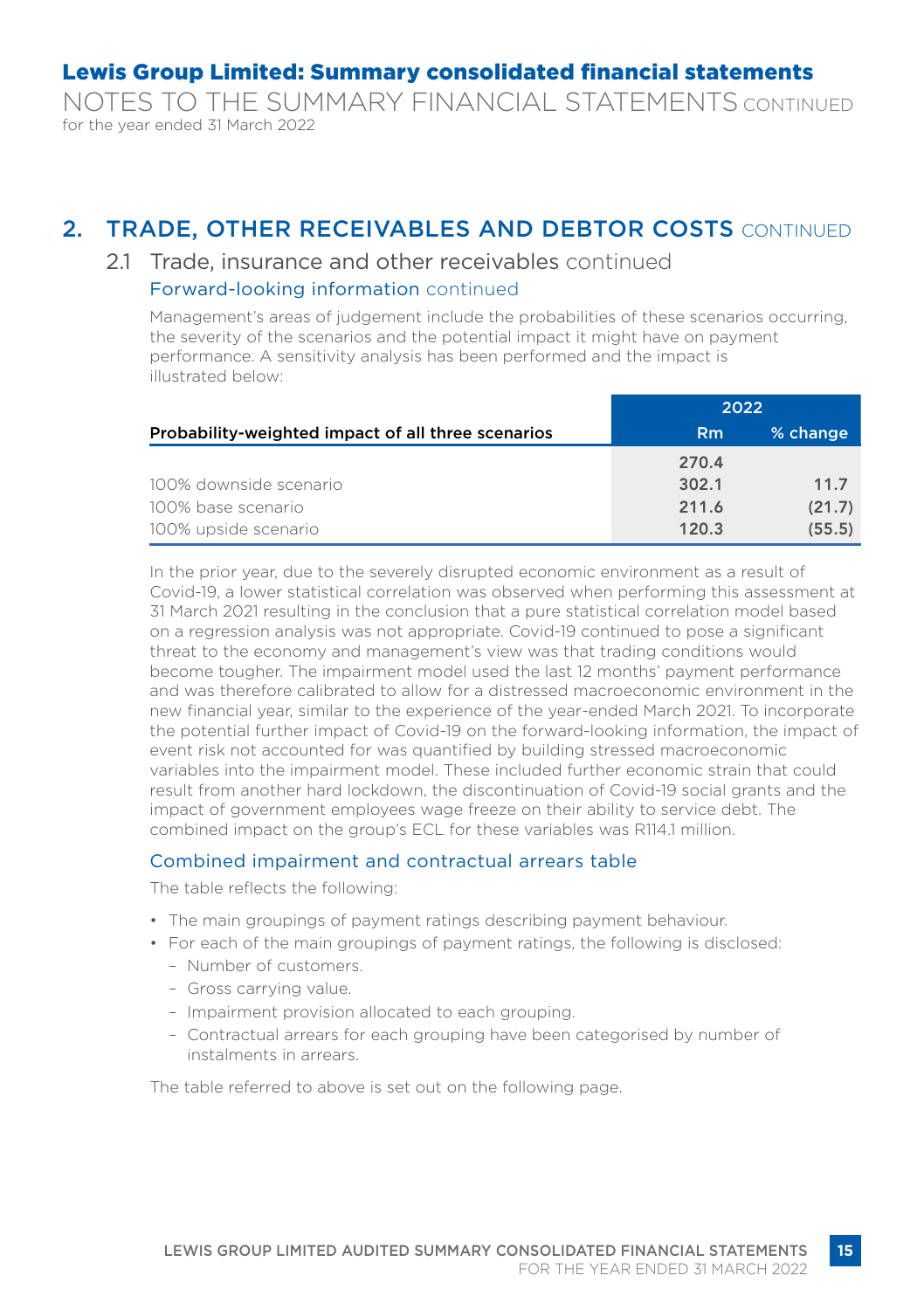# Lewis Group Limited: Summary consolidated financial statements

NOTES TO THE SUMMARY FINANCIAL STATEMENTS CONTINUED
for the year ended 31 March 2022

## 2. TRADE, OTHER RECEIVABLES AND DEBTOR COSTS CONTINUED

### 2.1 Trade, insurance and other receivables continued

#### Forward-looking information continued

Management's areas of judgement include the probabilities of these scenarios occurring, the severity of the scenarios and the potential impact it might have on payment performance. A sensitivity analysis has been performed and the impact is illustrated below:

| | 2022 | |
|---|---|---|
| **Probability-weighted impact of all three scenarios** | **Rm** | **% change** |
| | **270.4** | |
| 100% downside scenario | **302.1** | **11.7** |
| 100% base scenario | **211.6** | **(21.7)** |
| 100% upside scenario | **120.3** | **(55.5)** |

In the prior year, due to the severely disrupted economic environment as a result of Covid-19, a lower statistical correlation was observed when performing this assessment at 31 March 2021 resulting in the conclusion that a pure statistical correlation model based on a regression analysis was not appropriate. Covid-19 continued to pose a significant threat to the economy and management's view was that trading conditions would become tougher. The impairment model used the last 12 months' payment performance and was therefore calibrated to allow for a distressed macroeconomic environment in the new financial year, similar to the experience of the year-ended March 2021. To incorporate the potential further impact of Covid-19 on the forward-looking information, the impact of event risk not accounted for was quantified by building stressed macroeconomic variables into the impairment model. These included further economic strain that could result from another hard lockdown, the discontinuation of Covid-19 social grants and the impact of government employees wage freeze on their ability to service debt. The combined impact on the group's ECL for these variables was R114.1 million.

#### Combined impairment and contractual arrears table

The table reflects the following:

- The main groupings of payment ratings describing payment behaviour.
- For each of the main groupings of payment ratings, the following is disclosed:
  - Number of customers.
  - Gross carrying value.
  - Impairment provision allocated to each grouping.
  - Contractual arrears for each grouping have been categorised by number of instalments in arrears.

The table referred to above is set out on the following page.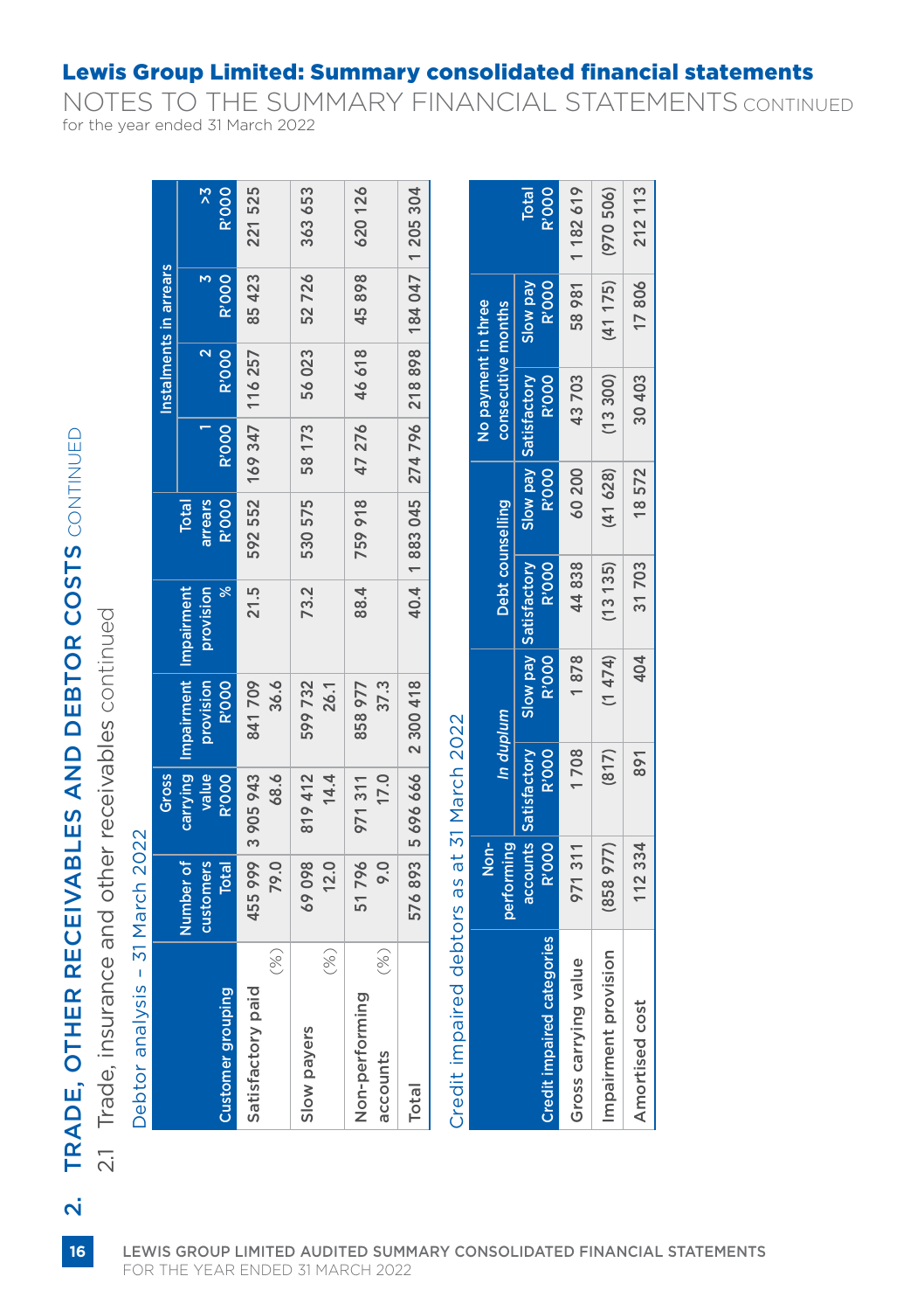# Lewis Group Limited: Summary consolidated financial statements

NOTES TO THE SUMMARY FINANCIAL STATEMENTS CONTINUED

for the year ended 31 March 2022

## 2. TRADE, OTHER RECEIVABLES AND DEBTOR COSTS CONTINUED

### 2.1 Trade, insurance and other receivables continued

Debtor analysis – 31 March 2022

| Customer grouping | Number of customers Total | Gross carrying value R'000 | Impairment provision R'000 | Impairment provision % | Total arrears R'000 | Instalments in arrears 1 R'000 | 2 R'000 | 3 R'000 | >3 R'000 |
|---|---|---|---|---|---|---|---|---|---|
| Satisfactory paid | 455 999 | 3 905 943 | 841 709 | 21.5 | 592 552 | 169 347 | 116 257 | 85 423 | 221 525 |
| (%) | 79.0 | 68.6 | 36.6 | | | | | | |
| Slow payers | 69 098 | 819 412 | 599 732 | 73.2 | 530 575 | 58 173 | 56 023 | 52 726 | 363 653 |
| (%) | 12.0 | 14.4 | 26.1 | | | | | | |
| Non-performing accounts | 51 796 | 971 311 | 858 977 | 88.4 | 759 918 | 47 276 | 46 618 | 45 898 | 620 126 |
| (%) | 9.0 | 17.0 | 37.3 | | | | | | |
| Total | 576 893 | 5 696 666 | 2 300 418 | 40.4 | 1 883 045 | 274 796 | 218 898 | 184 047 | 1 205 304 |

Credit impaired debtors as at 31 March 2022

| Credit impaired categories | Non-performing accounts R'000 | *In duplum* Satisfactory R'000 | *In duplum* Slow pay R'000 | Debt counselling Satisfactory R'000 | Debt counselling Slow pay R'000 | No payment in three consecutive months Satisfactory R'000 | No payment in three consecutive months Slow pay R'000 | Total R'000 |
|---|---|---|---|---|---|---|---|---|
| Gross carrying value | 971 311 | 1 708 | 1 878 | 44 838 | 60 200 | 43 703 | 58 981 | 1 182 619 |
| Impairment provision | (858 977) | (817) | (1 474) | (13 135) | (41 628) | (13 300) | (41 175) | (970 506) |
| Amortised cost | 112 334 | 891 | 404 | 31 703 | 18 572 | 30 403 | 17 806 | 212 113 |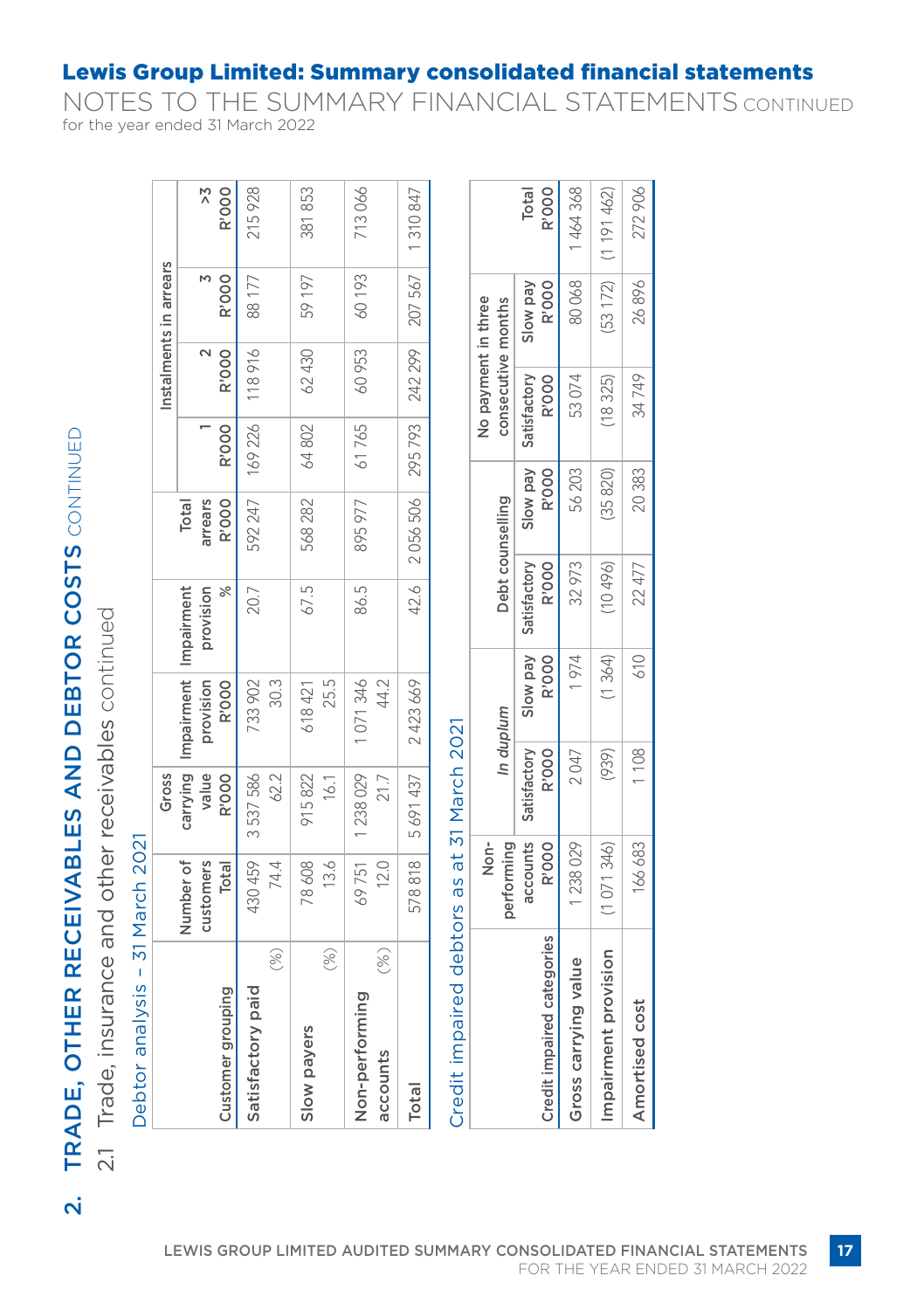# Lewis Group Limited: Summary consolidated financial statements

NOTES TO THE SUMMARY FINANCIAL STATEMENTS CONTINUED
for the year ended 31 March 2022

## 2. TRADE, OTHER RECEIVABLES AND DEBTOR COSTS CONTINUED

### 2.1 Trade, insurance and other receivables continued

#### Debtor analysis – 31 March 2021

| Customer grouping | Number of customers Total | Gross carrying value R'000 | Impairment provision R'000 | Impairment provision % | Total arrears R'000 | Instalments in arrears 1 R'000 | 2 R'000 | 3 R'000 | >3 R'000 |
|---|---|---|---|---|---|---|---|---|---|
| **Satisfactory paid** | 430 459 | 3 537 586 | 733 902 | 20.7 | 592 247 | 169 226 | 118 916 | 88 177 | 215 928 |
| (%) | 74.4 | 62.2 | 30.3 | | | | | | |
| **Slow payers** | 78 608 | 915 822 | 618 421 | 67.5 | 568 282 | 64 802 | 62 430 | 59 197 | 381 853 |
| (%) | 13.6 | 16.1 | 25.5 | | | | | | |
| **Non-performing accounts** | 69 751 | 1 238 029 | 1 071 346 | 86.5 | 895 977 | 61 765 | 60 953 | 60 193 | 713 066 |
| (%) | 12.0 | 21.7 | 44.2 | | | | | | |
| **Total** | 578 818 | 5 691 437 | 2 423 669 | 42.6 | 2 056 506 | 295 793 | 242 299 | 207 567 | 1 310 847 |

#### Credit impaired debtors as at 31 March 2021

| Credit impaired categories | Non-performing accounts R'000 | *In duplum* Satisfactory R'000 | *In duplum* Slow pay R'000 | Debt counselling Satisfactory R'000 | Debt counselling Slow pay R'000 | No payment in three consecutive months Satisfactory R'000 | No payment in three consecutive months Slow pay R'000 | Total R'000 |
|---|---|---|---|---|---|---|---|---|
| **Gross carrying value** | 1 238 029 | 2 047 | 1 974 | 32 973 | 56 203 | 53 074 | 80 068 | 1 464 368 |
| **Impairment provision** | (1 071 346) | (939) | (1 364) | (10 496) | (35 820) | (18 325) | (53 172) | (1 191 462) |
| **Amortised cost** | 166 683 | 1 108 | 610 | 22 477 | 20 383 | 34 749 | 26 896 | 272 906 |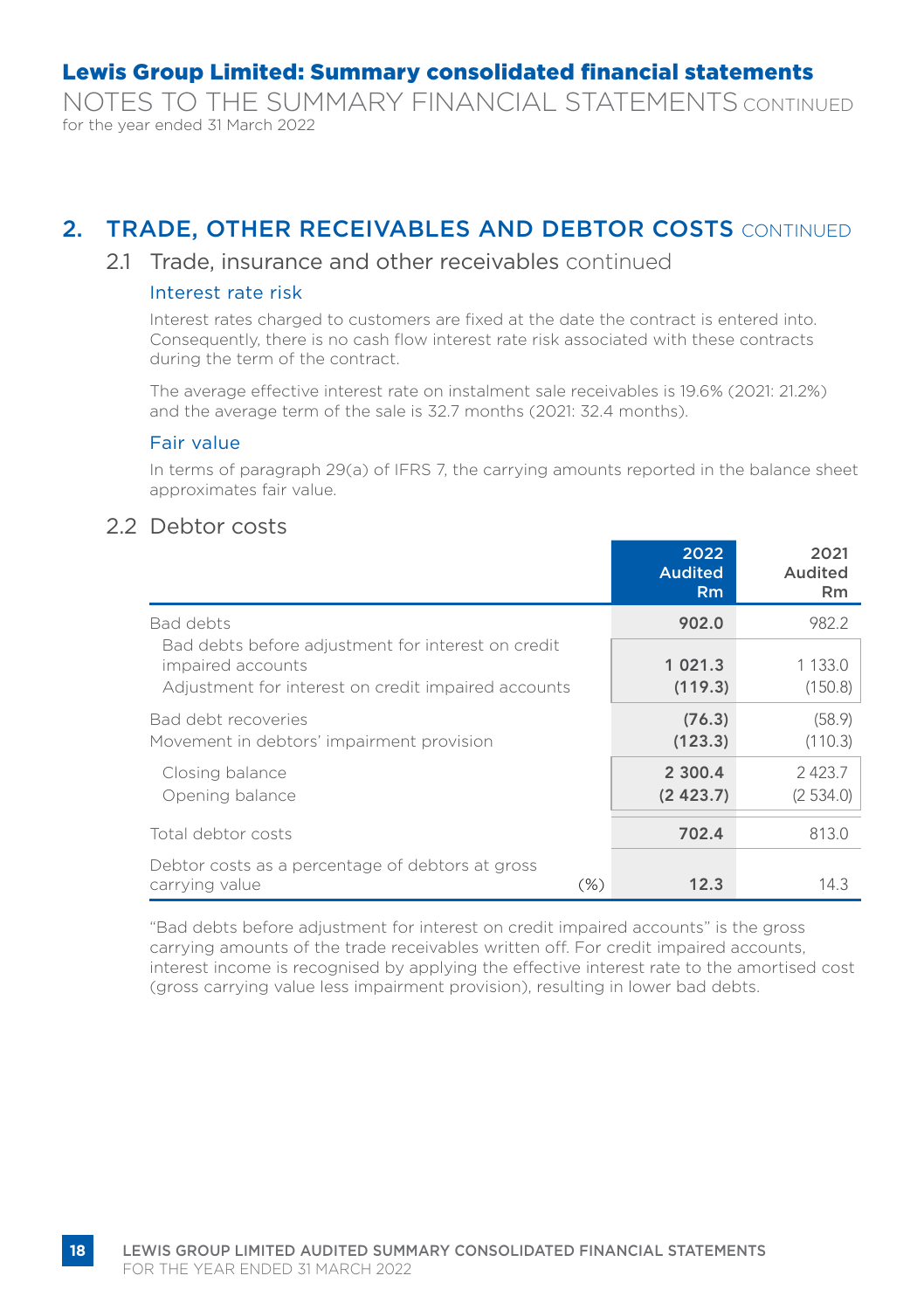# Lewis Group Limited: Summary consolidated financial statements

NOTES TO THE SUMMARY FINANCIAL STATEMENTS CONTINUED
for the year ended 31 March 2022

## 2. TRADE, OTHER RECEIVABLES AND DEBTOR COSTS CONTINUED

### 2.1 Trade, insurance and other receivables continued

#### Interest rate risk

Interest rates charged to customers are fixed at the date the contract is entered into. Consequently, there is no cash flow interest rate risk associated with these contracts during the term of the contract.

The average effective interest rate on instalment sale receivables is 19.6% (2021: 21.2%) and the average term of the sale is 32.7 months (2021: 32.4 months).

#### Fair value

In terms of paragraph 29(a) of IFRS 7, the carrying amounts reported in the balance sheet approximates fair value.

### 2.2 Debtor costs

| | | 2022 Audited Rm | 2021 Audited Rm |
|---|---|---|---|
| Bad debts | | **902.0** | 982.2 |
| Bad debts before adjustment for interest on credit impaired accounts | | **1 021.3** | 1 133.0 |
| Adjustment for interest on credit impaired accounts | | **(119.3)** | (150.8) |
| Bad debt recoveries | | **(76.3)** | (58.9) |
| Movement in debtors' impairment provision | | **(123.3)** | (110.3) |
| Closing balance | | **2 300.4** | 2 423.7 |
| Opening balance | | **(2 423.7)** | (2 534.0) |
| Total debtor costs | | **702.4** | 813.0 |
| Debtor costs as a percentage of debtors at gross carrying value | (%) | **12.3** | 14.3 |

"Bad debts before adjustment for interest on credit impaired accounts" is the gross carrying amounts of the trade receivables written off. For credit impaired accounts, interest income is recognised by applying the effective interest rate to the amortised cost (gross carrying value less impairment provision), resulting in lower bad debts.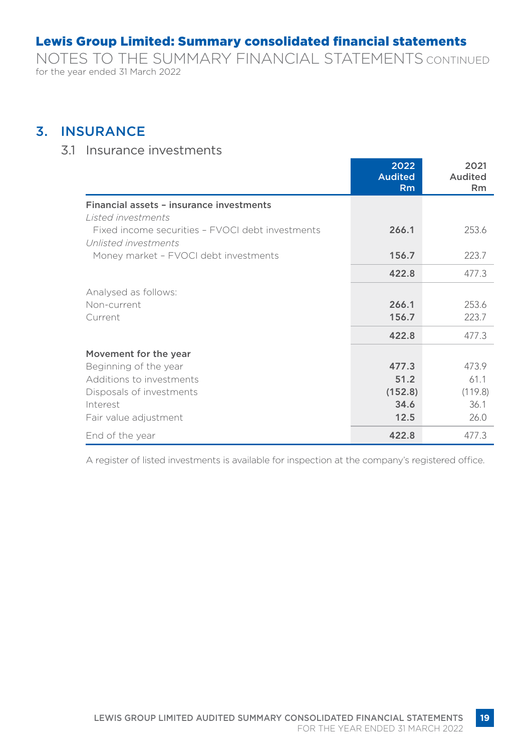## Lewis Group Limited: Summary consolidated financial statements

NOTES TO THE SUMMARY FINANCIAL STATEMENTS CONTINUED
for the year ended 31 March 2022

## 3. INSURANCE

### 3.1 Insurance investments

| | 2022 Audited Rm | 2021 Audited Rm |
|---|---|---|
| **Financial assets – insurance investments** | | |
| *Listed investments* | | |
| Fixed income securities – FVOCI debt investments | **266.1** | 253.6 |
| *Unlisted investments* | | |
| Money market – FVOCI debt investments | **156.7** | 223.7 |
| | **422.8** | 477.3 |
| Analysed as follows: | | |
| Non-current | **266.1** | 253.6 |
| Current | **156.7** | 223.7 |
| | **422.8** | 477.3 |
| **Movement for the year** | | |
| Beginning of the year | **477.3** | 473.9 |
| Additions to investments | **51.2** | 61.1 |
| Disposals of investments | **(152.8)** | (119.8) |
| Interest | **34.6** | 36.1 |
| Fair value adjustment | **12.5** | 26.0 |
| End of the year | **422.8** | 477.3 |

A register of listed investments is available for inspection at the company's registered office.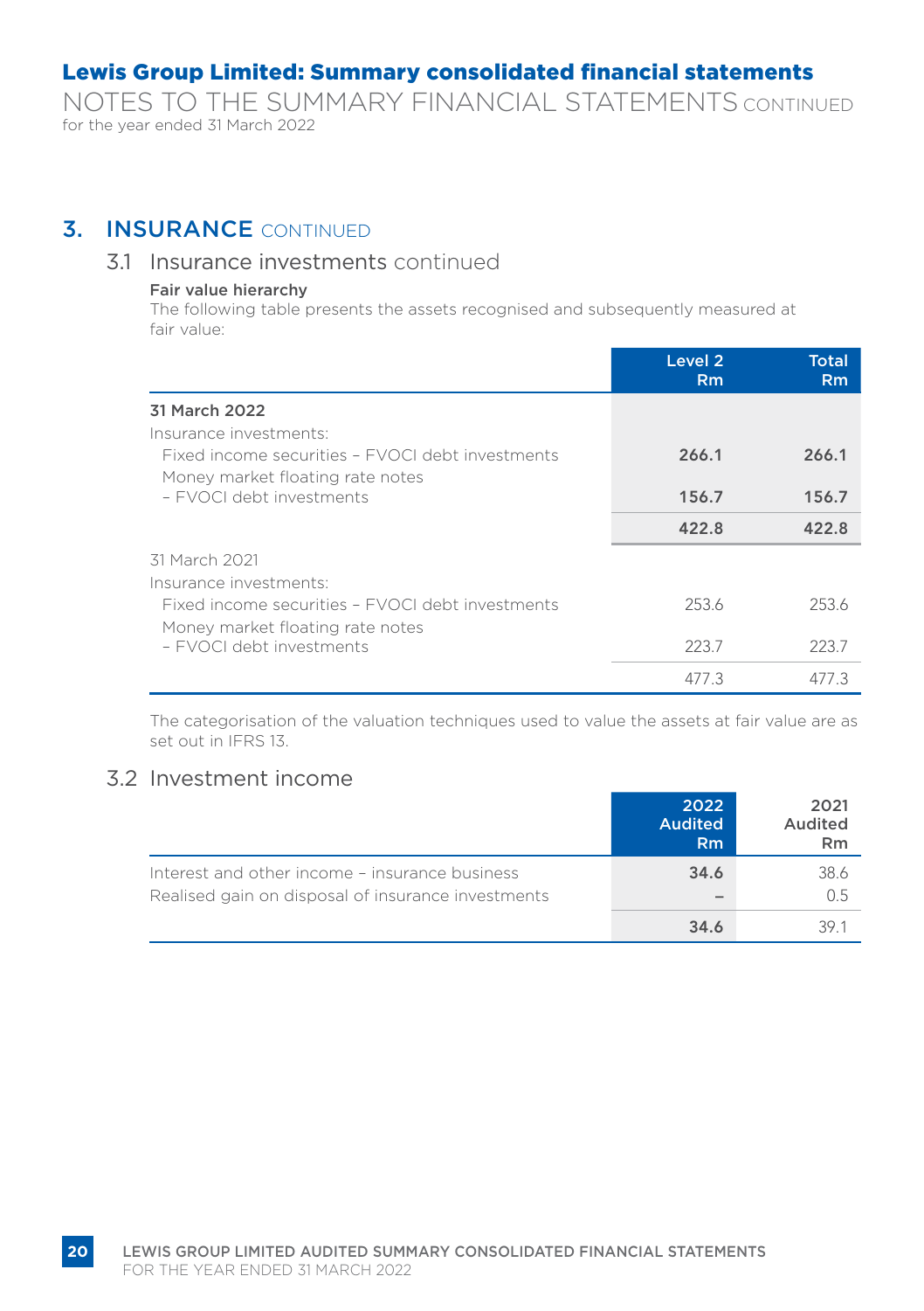# Lewis Group Limited: Summary consolidated financial statements

NOTES TO THE SUMMARY FINANCIAL STATEMENTS CONTINUED
for the year ended 31 March 2022

## 3. INSURANCE CONTINUED

### 3.1 Insurance investments continued

**Fair value hierarchy**

The following table presents the assets recognised and subsequently measured at fair value:

| | Level 2 Rm | Total Rm |
|---|---|---|
| **31 March 2022** | | |
| Insurance investments: | | |
| Fixed income securities – FVOCI debt investments | **266.1** | **266.1** |
| Money market floating rate notes – FVOCI debt investments | **156.7** | **156.7** |
| | **422.8** | **422.8** |
| 31 March 2021 | | |
| Insurance investments: | | |
| Fixed income securities – FVOCI debt investments | 253.6 | 253.6 |
| Money market floating rate notes – FVOCI debt investments | 223.7 | 223.7 |
| | 477.3 | 477.3 |

The categorisation of the valuation techniques used to value the assets at fair value are as set out in IFRS 13.

### 3.2 Investment income

| | 2022 Audited Rm | 2021 Audited Rm |
|---|---|---|
| Interest and other income – insurance business | **34.6** | 38.6 |
| Realised gain on disposal of insurance investments | **–** | 0.5 |
| | **34.6** | 39.1 |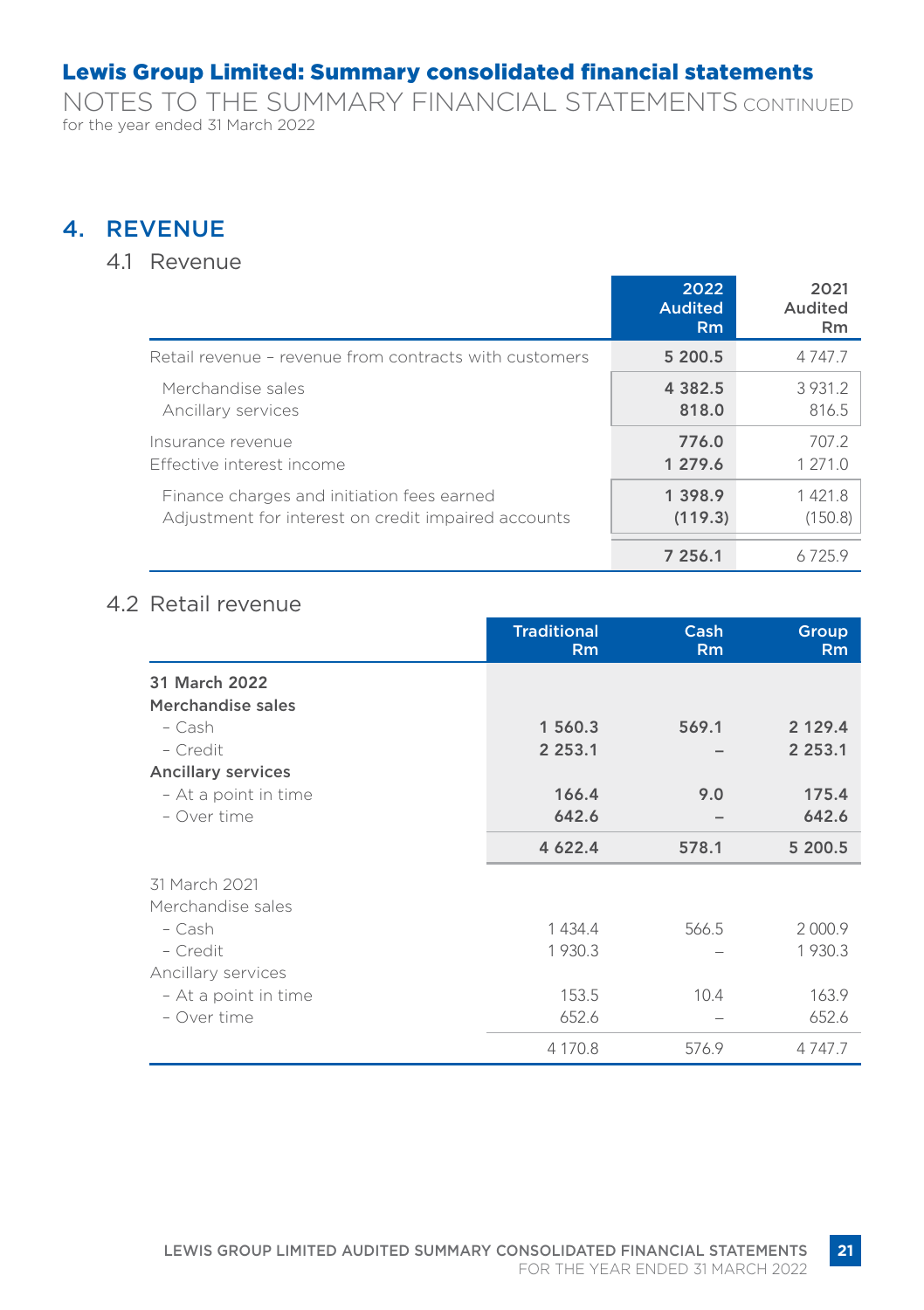Lewis Group Limited: Summary consolidated financial statements

NOTES TO THE SUMMARY FINANCIAL STATEMENTS CONTINUED

for the year ended 31 March 2022

## 4. REVENUE

### 4.1 Revenue

| | 2022 Audited Rm | 2021 Audited Rm |
|---|---|---|
| Retail revenue – revenue from contracts with customers | 5 200.5 | 4 747.7 |
| Merchandise sales | 4 382.5 | 3 931.2 |
| Ancillary services | 818.0 | 816.5 |
| Insurance revenue | 776.0 | 707.2 |
| Effective interest income | 1 279.6 | 1 271.0 |
| Finance charges and initiation fees earned | 1 398.9 | 1 421.8 |
| Adjustment for interest on credit impaired accounts | (119.3) | (150.8) |
| | 7 256.1 | 6 725.9 |

### 4.2 Retail revenue

| | Traditional Rm | Cash Rm | Group Rm |
|---|---|---|---|
| **31 March 2022** | | | |
| **Merchandise sales** | | | |
| – Cash | 1 560.3 | 569.1 | 2 129.4 |
| – Credit | 2 253.1 | – | 2 253.1 |
| **Ancillary services** | | | |
| – At a point in time | 166.4 | 9.0 | 175.4 |
| – Over time | 642.6 | – | 642.6 |
| | 4 622.4 | 578.1 | 5 200.5 |
| 31 March 2021 | | | |
| Merchandise sales | | | |
| – Cash | 1 434.4 | 566.5 | 2 000.9 |
| – Credit | 1 930.3 | – | 1 930.3 |
| Ancillary services | | | |
| – At a point in time | 153.5 | 10.4 | 163.9 |
| – Over time | 652.6 | – | 652.6 |
| | 4 170.8 | 576.9 | 4 747.7 |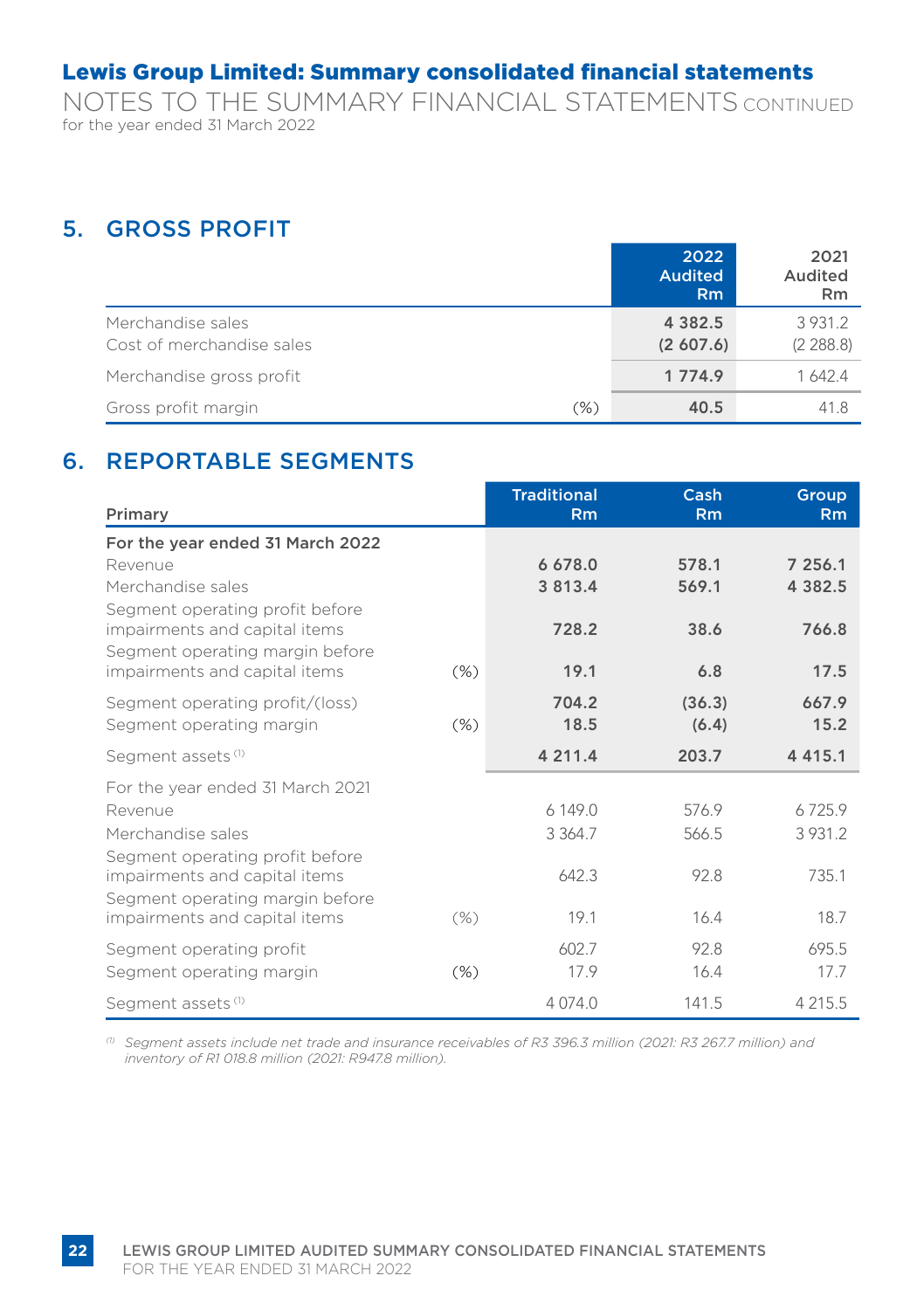# Lewis Group Limited: Summary consolidated financial statements

NOTES TO THE SUMMARY FINANCIAL STATEMENTS CONTINUED
for the year ended 31 March 2022

## 5. GROSS PROFIT

| | | 2022 Audited Rm | 2021 Audited Rm |
|---|---|---|---|
| Merchandise sales | | **4 382.5** | 3 931.2 |
| Cost of merchandise sales | | **(2 607.6)** | (2 288.8) |
| Merchandise gross profit | | **1 774.9** | 1 642.4 |
| Gross profit margin | (%) | **40.5** | 41.8 |

## 6. REPORTABLE SEGMENTS

| Primary | | Traditional Rm | Cash Rm | Group Rm |
|---|---|---|---|---|
| **For the year ended 31 March 2022** | | | | |
| Revenue | | **6 678.0** | **578.1** | **7 256.1** |
| Merchandise sales | | **3 813.4** | **569.1** | **4 382.5** |
| Segment operating profit before impairments and capital items | | **728.2** | **38.6** | **766.8** |
| Segment operating margin before impairments and capital items | (%) | **19.1** | **6.8** | **17.5** |
| Segment operating profit/(loss) | | **704.2** | **(36.3)** | **667.9** |
| Segment operating margin | (%) | **18.5** | **(6.4)** | **15.2** |
| Segment assets [1] | | **4 211.4** | **203.7** | **4 415.1** |
| For the year ended 31 March 2021 | | | | |
| Revenue | | 6 149.0 | 576.9 | 6 725.9 |
| Merchandise sales | | 3 364.7 | 566.5 | 3 931.2 |
| Segment operating profit before impairments and capital items | | 642.3 | 92.8 | 735.1 |
| Segment operating margin before impairments and capital items | (%) | 19.1 | 16.4 | 18.7 |
| Segment operating profit | | 602.7 | 92.8 | 695.5 |
| Segment operating margin | (%) | 17.9 | 16.4 | 17.7 |
| Segment assets [1] | | 4 074.0 | 141.5 | 4 215.5 |

[1] *Segment assets include net trade and insurance receivables of R3 396.3 million (2021: R3 267.7 million) and inventory of R1 018.8 million (2021: R947.8 million).*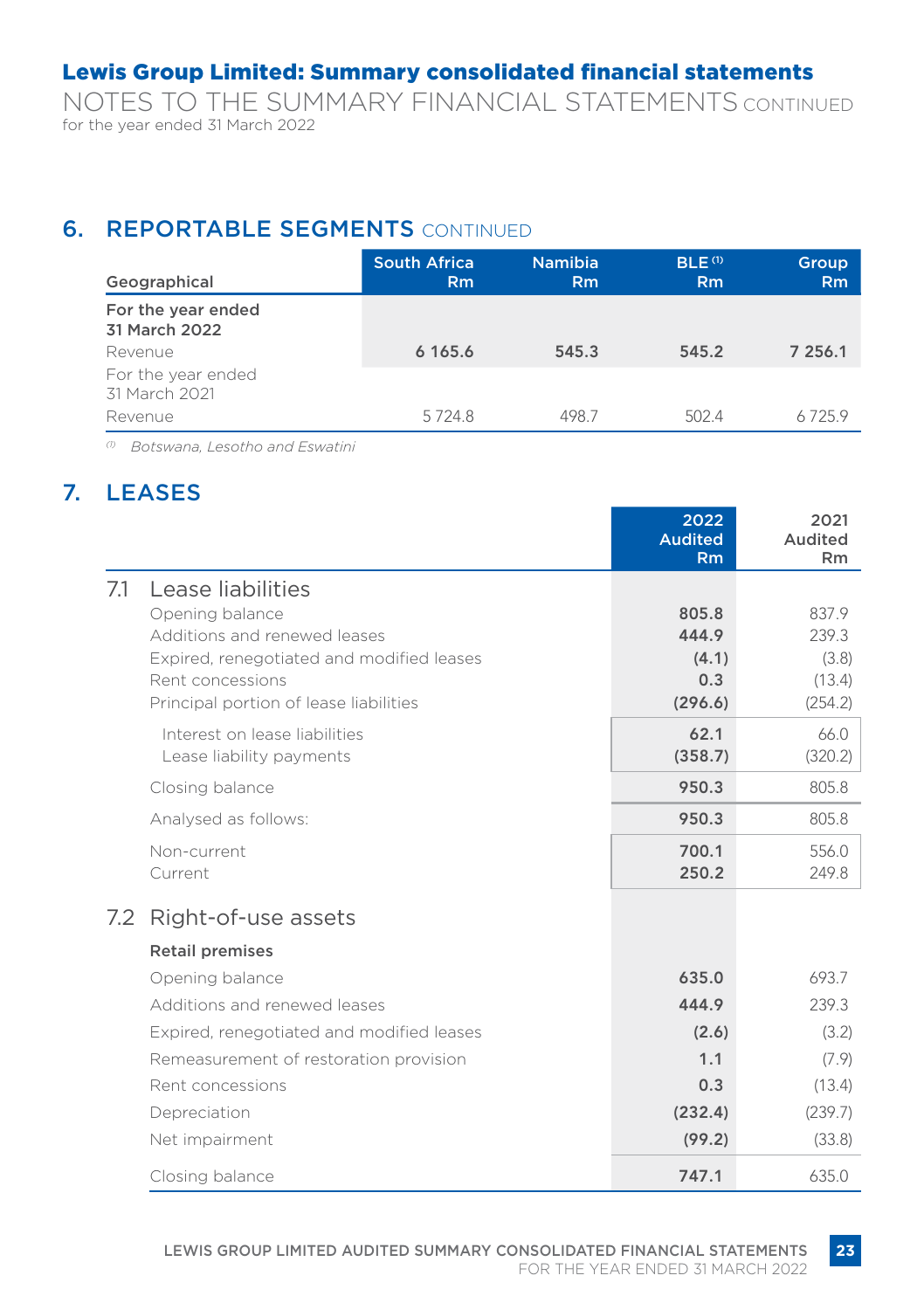## 6. REPORTABLE SEGMENTS CONTINUED

| Geographical | South Africa Rm | Namibia Rm | BLE [1] Rm | Group Rm |
|---|---|---|---|---|
| **For the year ended 31 March 2022** | | | | |
| Revenue | **6 165.6** | **545.3** | **545.2** | **7 256.1** |
| For the year ended 31 March 2021 | | | | |
| Revenue | 5 724.8 | 498.7 | 502.4 | 6 725.9 |

[1] *Botswana, Lesotho and Eswatini*

## 7. LEASES

| | 2022 Audited Rm | 2021 Audited Rm |
|---|---|---|
| **7.1 Lease liabilities** | | |
| Opening balance | **805.8** | 837.9 |
| Additions and renewed leases | **444.9** | 239.3 |
| Expired, renegotiated and modified leases | **(4.1)** | (3.8) |
| Rent concessions | **0.3** | (13.4) |
| Principal portion of lease liabilities | **(296.6)** | (254.2) |
| Interest on lease liabilities | **62.1** | 66.0 |
| Lease liability payments | **(358.7)** | (320.2) |
| Closing balance | **950.3** | 805.8 |
| Analysed as follows: | **950.3** | 805.8 |
| Non-current | **700.1** | 556.0 |
| Current | **250.2** | 249.8 |
| **7.2 Right-of-use assets** | | |
| **Retail premises** | | |
| Opening balance | **635.0** | 693.7 |
| Additions and renewed leases | **444.9** | 239.3 |
| Expired, renegotiated and modified leases | **(2.6)** | (3.2) |
| Remeasurement of restoration provision | **1.1** | (7.9) |
| Rent concessions | **0.3** | (13.4) |
| Depreciation | **(232.4)** | (239.7) |
| Net impairment | **(99.2)** | (33.8) |
| Closing balance | **747.1** | 635.0 |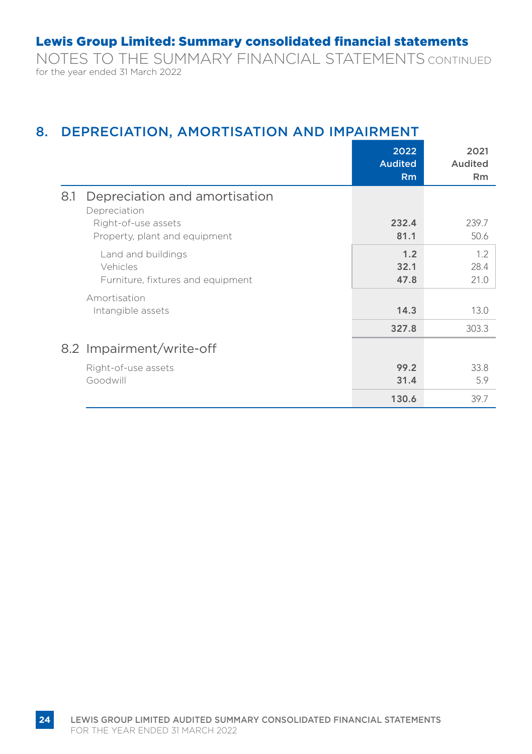## 8. DEPRECIATION, AMORTISATION AND IMPAIRMENT

| | 2022 Audited Rm | 2021 Audited Rm |
|---|---|---|
| **8.1 Depreciation and amortisation** | | |
| Depreciation | | |
| Right-of-use assets | **232.4** | 239.7 |
| Property, plant and equipment | **81.1** | 50.6 |
| Land and buildings | **1.2** | 1.2 |
| Vehicles | **32.1** | 28.4 |
| Furniture, fixtures and equipment | **47.8** | 21.0 |
| Amortisation | | |
| Intangible assets | **14.3** | 13.0 |
| | **327.8** | 303.3 |
| **8.2 Impairment/write-off** | | |
| Right-of-use assets | **99.2** | 33.8 |
| Goodwill | **31.4** | 5.9 |
| | **130.6** | 39.7 |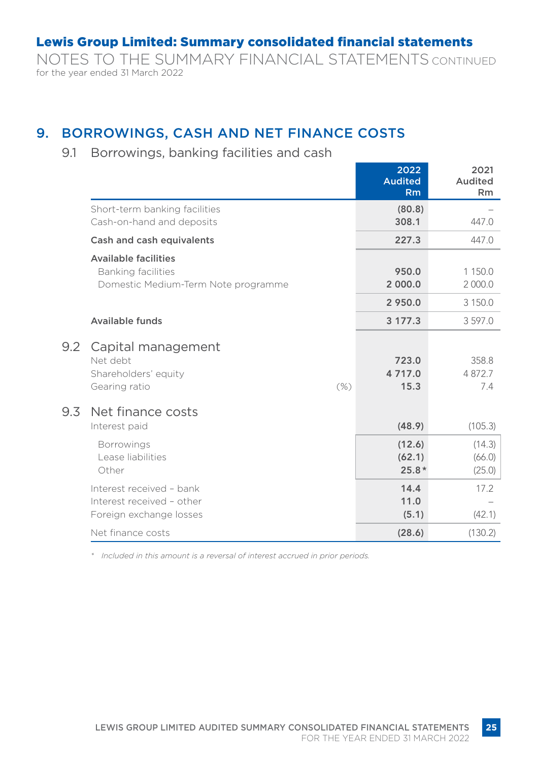# Lewis Group Limited: Summary consolidated financial statements

NOTES TO THE SUMMARY FINANCIAL STATEMENTS CONTINUED
for the year ended 31 March 2022

## 9. BORROWINGS, CASH AND NET FINANCE COSTS

### 9.1 Borrowings, banking facilities and cash

| | | 2022 Audited Rm | 2021 Audited Rm |
|---|---|---|---|
| Short-term banking facilities | | **(80.8)** | – |
| Cash-on-hand and deposits | | **308.1** | 447.0 |
| **Cash and cash equivalents** | | **227.3** | 447.0 |
| **Available facilities** | | | |
| Banking facilities | | **950.0** | 1 150.0 |
| Domestic Medium-Term Note programme | | **2 000.0** | 2 000.0 |
| | | **2 950.0** | 3 150.0 |
| **Available funds** | | **3 177.3** | 3 597.0 |

### 9.2 Capital management

| | | 2022 Audited Rm | 2021 Audited Rm |
|---|---|---|---|
| Net debt | | **723.0** | 358.8 |
| Shareholders' equity | | **4 717.0** | 4 872.7 |
| Gearing ratio | (%) | **15.3** | 7.4 |

### 9.3 Net finance costs

| | | 2022 Audited Rm | 2021 Audited Rm |
|---|---|---|---|
| Interest paid | | **(48.9)** | (105.3) |
| Borrowings | | **(12.6)** | (14.3) |
| Lease liabilities | | **(62.1)** | (66.0) |
| Other | | **25.8*** | (25.0) |
| Interest received – bank | | **14.4** | 17.2 |
| Interest received – other | | **11.0** | – |
| Foreign exchange losses | | **(5.1)** | (42.1) |
| Net finance costs | | **(28.6)** | (130.2) |

* *Included in this amount is a reversal of interest accrued in prior periods.*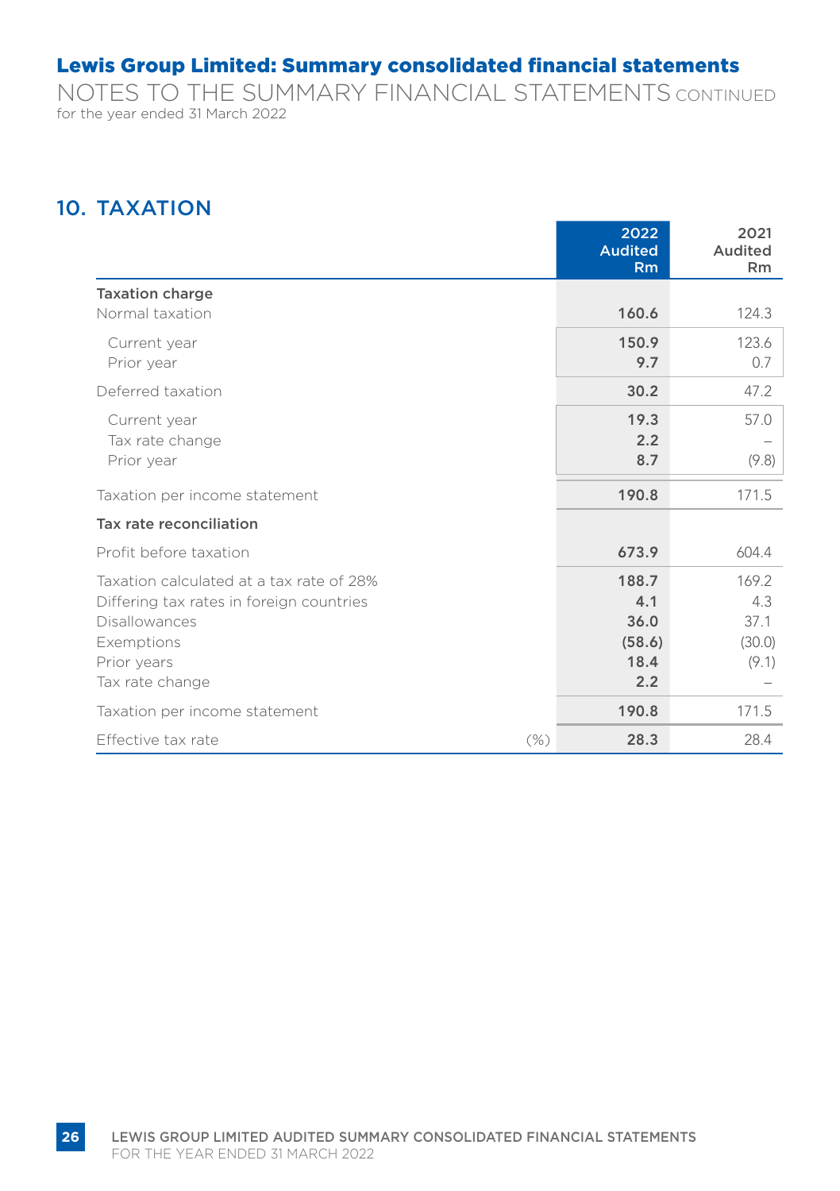## Lewis Group Limited: Summary consolidated financial statements

NOTES TO THE SUMMARY FINANCIAL STATEMENTS CONTINUED
for the year ended 31 March 2022

## 10. TAXATION

| | | 2022 Audited Rm | 2021 Audited Rm |
|---|---|---|---|
| **Taxation charge** | | | |
| Normal taxation | | **160.6** | 124.3 |
| Current year | | **150.9** | 123.6 |
| Prior year | | **9.7** | 0.7 |
| Deferred taxation | | **30.2** | 47.2 |
| Current year | | **19.3** | 57.0 |
| Tax rate change | | **2.2** | – |
| Prior year | | **8.7** | (9.8) |
| Taxation per income statement | | **190.8** | 171.5 |
| **Tax rate reconciliation** | | | |
| Profit before taxation | | **673.9** | 604.4 |
| Taxation calculated at a tax rate of 28% | | **188.7** | 169.2 |
| Differing tax rates in foreign countries | | **4.1** | 4.3 |
| Disallowances | | **36.0** | 37.1 |
| Exemptions | | **(58.6)** | (30.0) |
| Prior years | | **18.4** | (9.1) |
| Tax rate change | | **2.2** | – |
| Taxation per income statement | | **190.8** | 171.5 |
| Effective tax rate | (%) | **28.3** | 28.4 |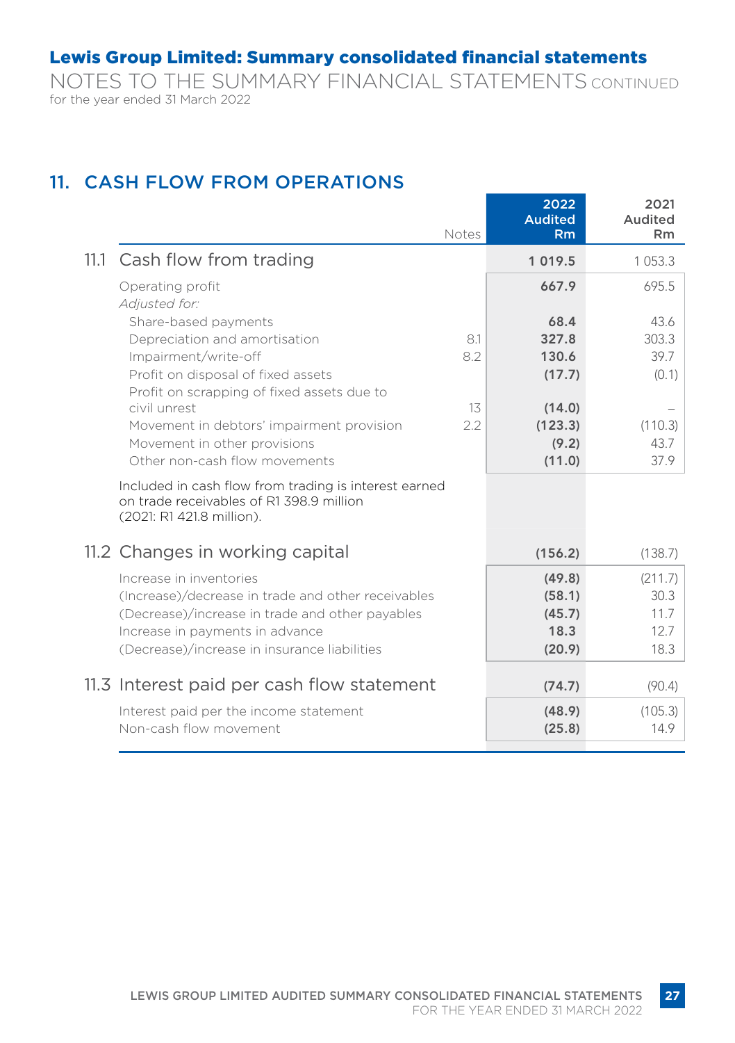## Lewis Group Limited: Summary consolidated financial statements

NOTES TO THE SUMMARY FINANCIAL STATEMENTS CONTINUED
for the year ended 31 March 2022

## 11. CASH FLOW FROM OPERATIONS

| | | Notes | 2022 Audited Rm | 2021 Audited Rm |
|---|---|---|---|---|
| 11.1 | Cash flow from trading | | **1 019.5** | 1 053.3 |
| | Operating profit | | **667.9** | 695.5 |
| | *Adjusted for:* | | | |
| | Share-based payments | | **68.4** | 43.6 |
| | Depreciation and amortisation | 8.1 | **327.8** | 303.3 |
| | Impairment/write-off | 8.2 | **130.6** | 39.7 |
| | Profit on disposal of fixed assets | | **(17.7)** | (0.1) |
| | Profit on scrapping of fixed assets due to civil unrest | 13 | **(14.0)** | – |
| | Movement in debtors' impairment provision | 2.2 | **(123.3)** | (110.3) |
| | Movement in other provisions | | **(9.2)** | 43.7 |
| | Other non-cash flow movements | | **(11.0)** | 37.9 |
| | Included in cash flow from trading is interest earned on trade receivables of R1 398.9 million (2021: R1 421.8 million). | | | |
| 11.2 | Changes in working capital | | **(156.2)** | (138.7) |
| | Increase in inventories | | **(49.8)** | (211.7) |
| | (Increase)/decrease in trade and other receivables | | **(58.1)** | 30.3 |
| | (Decrease)/increase in trade and other payables | | **(45.7)** | 11.7 |
| | Increase in payments in advance | | **18.3** | 12.7 |
| | (Decrease)/increase in insurance liabilities | | **(20.9)** | 18.3 |
| 11.3 | Interest paid per cash flow statement | | **(74.7)** | (90.4) |
| | Interest paid per the income statement | | **(48.9)** | (105.3) |
| | Non-cash flow movement | | **(25.8)** | 14.9 |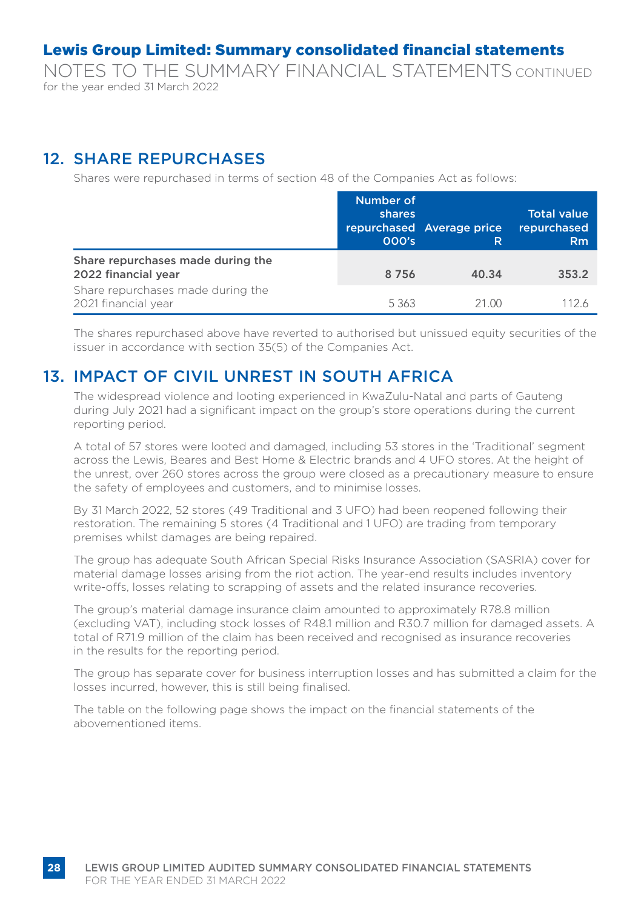# Lewis Group Limited: Summary consolidated financial statements

NOTES TO THE SUMMARY FINANCIAL STATEMENTS CONTINUED
for the year ended 31 March 2022

## 12. SHARE REPURCHASES

Shares were repurchased in terms of section 48 of the Companies Act as follows:

| | Number of shares repurchased 000's | Average price R | Total value repurchased Rm |
|---|---|---|---|
| **Share repurchases made during the 2022 financial year** | **8 756** | **40.34** | **353.2** |
| Share repurchases made during the 2021 financial year | 5 363 | 21.00 | 112.6 |

The shares repurchased above have reverted to authorised but unissued equity securities of the issuer in accordance with section 35(5) of the Companies Act.

## 13. IMPACT OF CIVIL UNREST IN SOUTH AFRICA

The widespread violence and looting experienced in KwaZulu-Natal and parts of Gauteng during July 2021 had a significant impact on the group's store operations during the current reporting period.

A total of 57 stores were looted and damaged, including 53 stores in the 'Traditional' segment across the Lewis, Beares and Best Home & Electric brands and 4 UFO stores. At the height of the unrest, over 260 stores across the group were closed as a precautionary measure to ensure the safety of employees and customers, and to minimise losses.

By 31 March 2022, 52 stores (49 Traditional and 3 UFO) had been reopened following their restoration. The remaining 5 stores (4 Traditional and 1 UFO) are trading from temporary premises whilst damages are being repaired.

The group has adequate South African Special Risks Insurance Association (SASRIA) cover for material damage losses arising from the riot action. The year-end results includes inventory write-offs, losses relating to scrapping of assets and the related insurance recoveries.

The group's material damage insurance claim amounted to approximately R78.8 million (excluding VAT), including stock losses of R48.1 million and R30.7 million for damaged assets. A total of R71.9 million of the claim has been received and recognised as insurance recoveries in the results for the reporting period.

The group has separate cover for business interruption losses and has submitted a claim for the losses incurred, however, this is still being finalised.

The table on the following page shows the impact on the financial statements of the abovementioned items.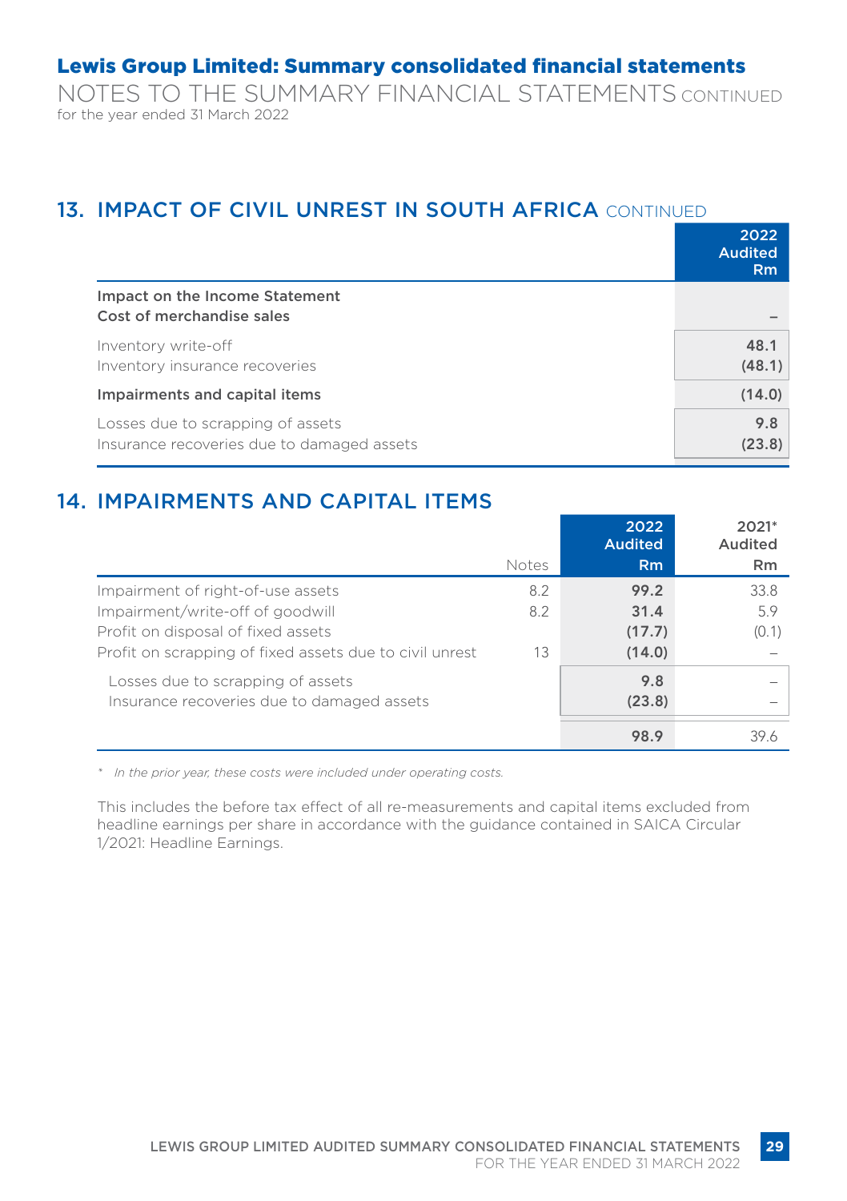# Lewis Group Limited: Summary consolidated financial statements

## NOTES TO THE SUMMARY FINANCIAL STATEMENTS CONTINUED

for the year ended 31 March 2022

## 13. IMPACT OF CIVIL UNREST IN SOUTH AFRICA CONTINUED

| | 2022 Audited Rm |
|---|---|
| **Impact on the Income Statement** | |
| **Cost of merchandise sales** | **–** |
| Inventory write-off | **48.1** |
| Inventory insurance recoveries | **(48.1)** |
| **Impairments and capital items** | **(14.0)** |
| Losses due to scrapping of assets | **9.8** |
| Insurance recoveries due to damaged assets | **(23.8)** |

## 14. IMPAIRMENTS AND CAPITAL ITEMS

| | Notes | 2022 Audited Rm | 2021* Audited Rm |
|---|---|---|---|
| Impairment of right-of-use assets | 8.2 | **99.2** | 33.8 |
| Impairment/write-off of goodwill | 8.2 | **31.4** | 5.9 |
| Profit on disposal of fixed assets | | **(17.7)** | (0.1) |
| Profit on scrapping of fixed assets due to civil unrest | 13 | **(14.0)** | – |
| Losses due to scrapping of assets | | **9.8** | – |
| Insurance recoveries due to damaged assets | | **(23.8)** | – |
| | | **98.9** | 39.6 |

\* *In the prior year, these costs were included under operating costs.*

This includes the before tax effect of all re-measurements and capital items excluded from headline earnings per share in accordance with the guidance contained in SAICA Circular 1/2021: Headline Earnings.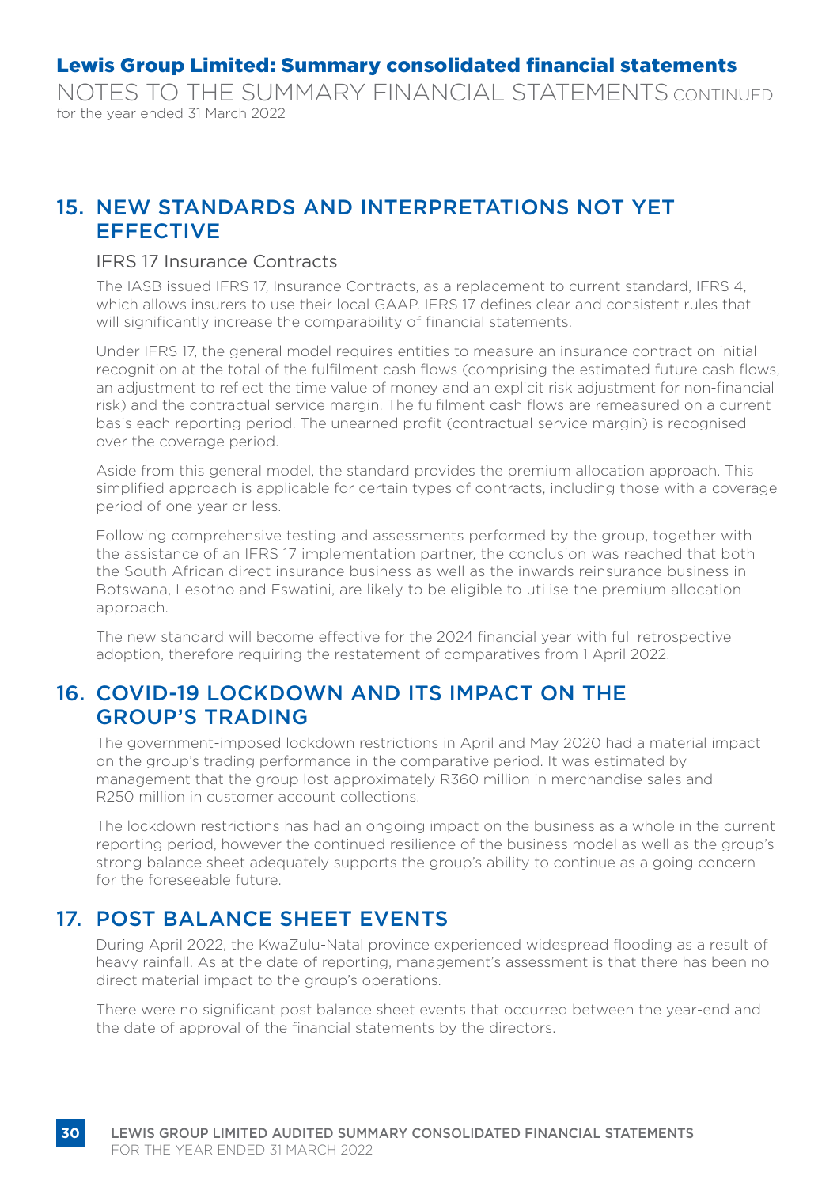## 15. NEW STANDARDS AND INTERPRETATIONS NOT YET EFFECTIVE

### IFRS 17 Insurance Contracts

The IASB issued IFRS 17, Insurance Contracts, as a replacement to current standard, IFRS 4, which allows insurers to use their local GAAP. IFRS 17 defines clear and consistent rules that will significantly increase the comparability of financial statements.

Under IFRS 17, the general model requires entities to measure an insurance contract on initial recognition at the total of the fulfilment cash flows (comprising the estimated future cash flows, an adjustment to reflect the time value of money and an explicit risk adjustment for non-financial risk) and the contractual service margin. The fulfilment cash flows are remeasured on a current basis each reporting period. The unearned profit (contractual service margin) is recognised over the coverage period.

Aside from this general model, the standard provides the premium allocation approach. This simplified approach is applicable for certain types of contracts, including those with a coverage period of one year or less.

Following comprehensive testing and assessments performed by the group, together with the assistance of an IFRS 17 implementation partner, the conclusion was reached that both the South African direct insurance business as well as the inwards reinsurance business in Botswana, Lesotho and Eswatini, are likely to be eligible to utilise the premium allocation approach.

The new standard will become effective for the 2024 financial year with full retrospective adoption, therefore requiring the restatement of comparatives from 1 April 2022.

## 16. COVID-19 LOCKDOWN AND ITS IMPACT ON THE GROUP'S TRADING

The government-imposed lockdown restrictions in April and May 2020 had a material impact on the group's trading performance in the comparative period. It was estimated by management that the group lost approximately R360 million in merchandise sales and R250 million in customer account collections.

The lockdown restrictions has had an ongoing impact on the business as a whole in the current reporting period, however the continued resilience of the business model as well as the group's strong balance sheet adequately supports the group's ability to continue as a going concern for the foreseeable future.

## 17. POST BALANCE SHEET EVENTS

During April 2022, the KwaZulu-Natal province experienced widespread flooding as a result of heavy rainfall. As at the date of reporting, management's assessment is that there has been no direct material impact to the group's operations.

There were no significant post balance sheet events that occurred between the year-end and the date of approval of the financial statements by the directors.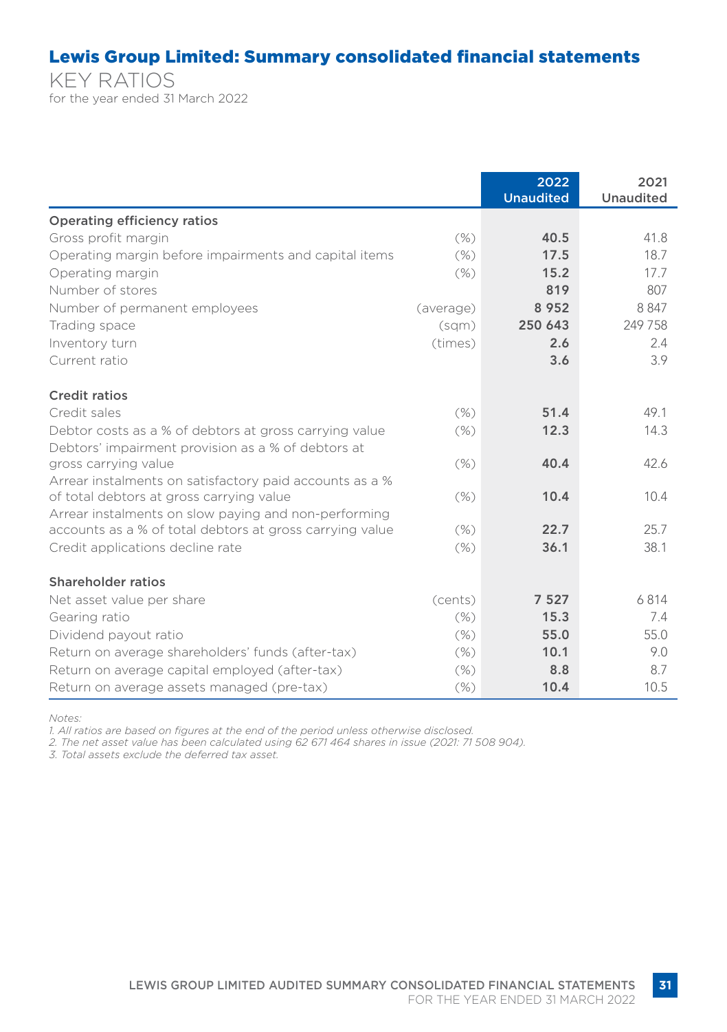# Lewis Group Limited: Summary consolidated financial statements

## KEY RATIOS

for the year ended 31 March 2022

| | | 2022 Unaudited | 2021 Unaudited |
|---|---|---|---|
| **Operating efficiency ratios** | | | |
| Gross profit margin | (%) | **40.5** | 41.8 |
| Operating margin before impairments and capital items | (%) | **17.5** | 18.7 |
| Operating margin | (%) | **15.2** | 17.7 |
| Number of stores | | **819** | 807 |
| Number of permanent employees | (average) | **8 952** | 8 847 |
| Trading space | (sqm) | **250 643** | 249 758 |
| Inventory turn | (times) | **2.6** | 2.4 |
| Current ratio | | **3.6** | 3.9 |
| **Credit ratios** | | | |
| Credit sales | (%) | **51.4** | 49.1 |
| Debtor costs as a % of debtors at gross carrying value | (%) | **12.3** | 14.3 |
| Debtors' impairment provision as a % of debtors at gross carrying value | (%) | **40.4** | 42.6 |
| Arrear instalments on satisfactory paid accounts as a % of total debtors at gross carrying value | (%) | **10.4** | 10.4 |
| Arrear instalments on slow paying and non-performing accounts as a % of total debtors at gross carrying value | (%) | **22.7** | 25.7 |
| Credit applications decline rate | (%) | **36.1** | 38.1 |
| **Shareholder ratios** | | | |
| Net asset value per share | (cents) | **7 527** | 6 814 |
| Gearing ratio | (%) | **15.3** | 7.4 |
| Dividend payout ratio | (%) | **55.0** | 55.0 |
| Return on average shareholders' funds (after-tax) | (%) | **10.1** | 9.0 |
| Return on average capital employed (after-tax) | (%) | **8.8** | 8.7 |
| Return on average assets managed (pre-tax) | (%) | **10.4** | 10.5 |

*Notes:*

*1. All ratios are based on figures at the end of the period unless otherwise disclosed.*

*2. The net asset value has been calculated using 62 671 464 shares in issue (2021: 71 508 904).*

*3. Total assets exclude the deferred tax asset.*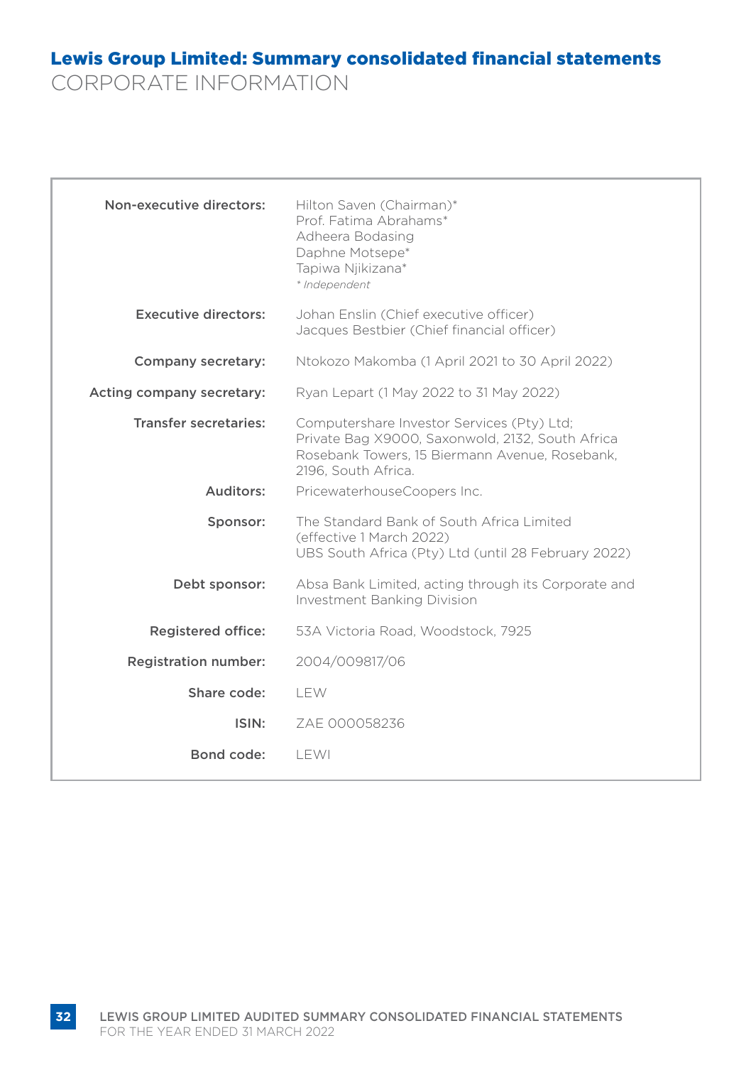# Lewis Group Limited: Summary consolidated financial statements

## CORPORATE INFORMATION

| | |
|---|---|
| **Non-executive directors:** | Hilton Saven (Chairman)* <br> Prof. Fatima Abrahams* <br> Adheera Bodasing <br> Daphne Motsepe* <br> Tapiwa Njikizana* <br> *\* Independent* |
| **Executive directors:** | Johan Enslin (Chief executive officer) <br> Jacques Bestbier (Chief financial officer) |
| **Company secretary:** | Ntokozo Makomba (1 April 2021 to 30 April 2022) |
| **Acting company secretary:** | Ryan Lepart (1 May 2022 to 31 May 2022) |
| **Transfer secretaries:** | Computershare Investor Services (Pty) Ltd; <br> Private Bag X9000, Saxonwold, 2132, South Africa <br> Rosebank Towers, 15 Biermann Avenue, Rosebank, 2196, South Africa. |
| **Auditors:** | PricewaterhouseCoopers Inc. |
| **Sponsor:** | The Standard Bank of South Africa Limited (effective 1 March 2022) <br> UBS South Africa (Pty) Ltd (until 28 February 2022) |
| **Debt sponsor:** | Absa Bank Limited, acting through its Corporate and Investment Banking Division |
| **Registered office:** | 53A Victoria Road, Woodstock, 7925 |
| **Registration number:** | 2004/009817/06 |
| **Share code:** | LEW |
| **ISIN:** | ZAE 000058236 |
| **Bond code:** | LEWI |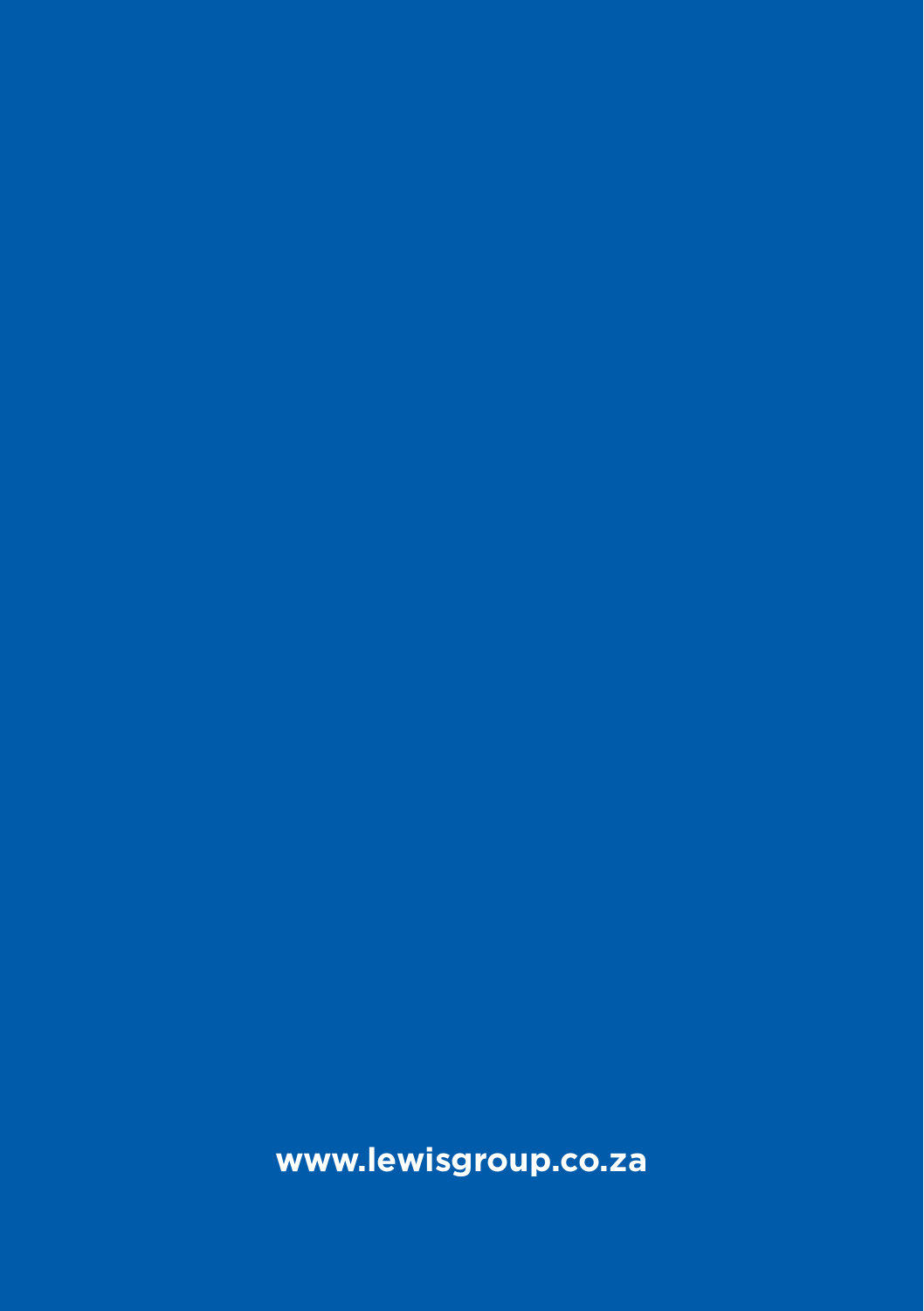**www.lewisgroup.co.za**